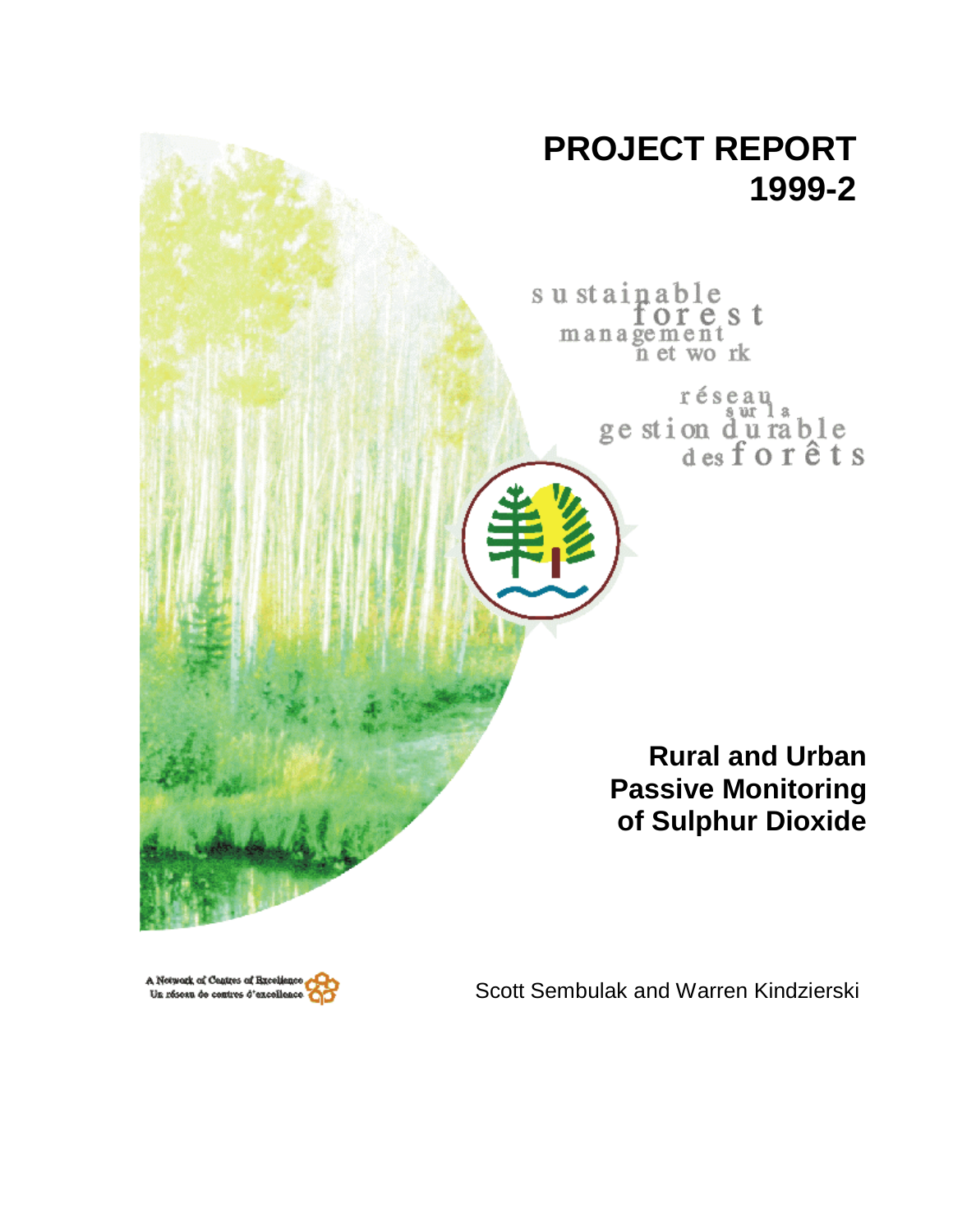# PROJECT REPORT 1999-2

sustainable forest management network

réseau sur la gestion durable des forêts

## Rural and Urban Passive Monitoring of Sulphur Dioxide

Scott Sembulak and Warren Kindzierski

A Network of Centres of Excellence
Un réseau de centres d'excellence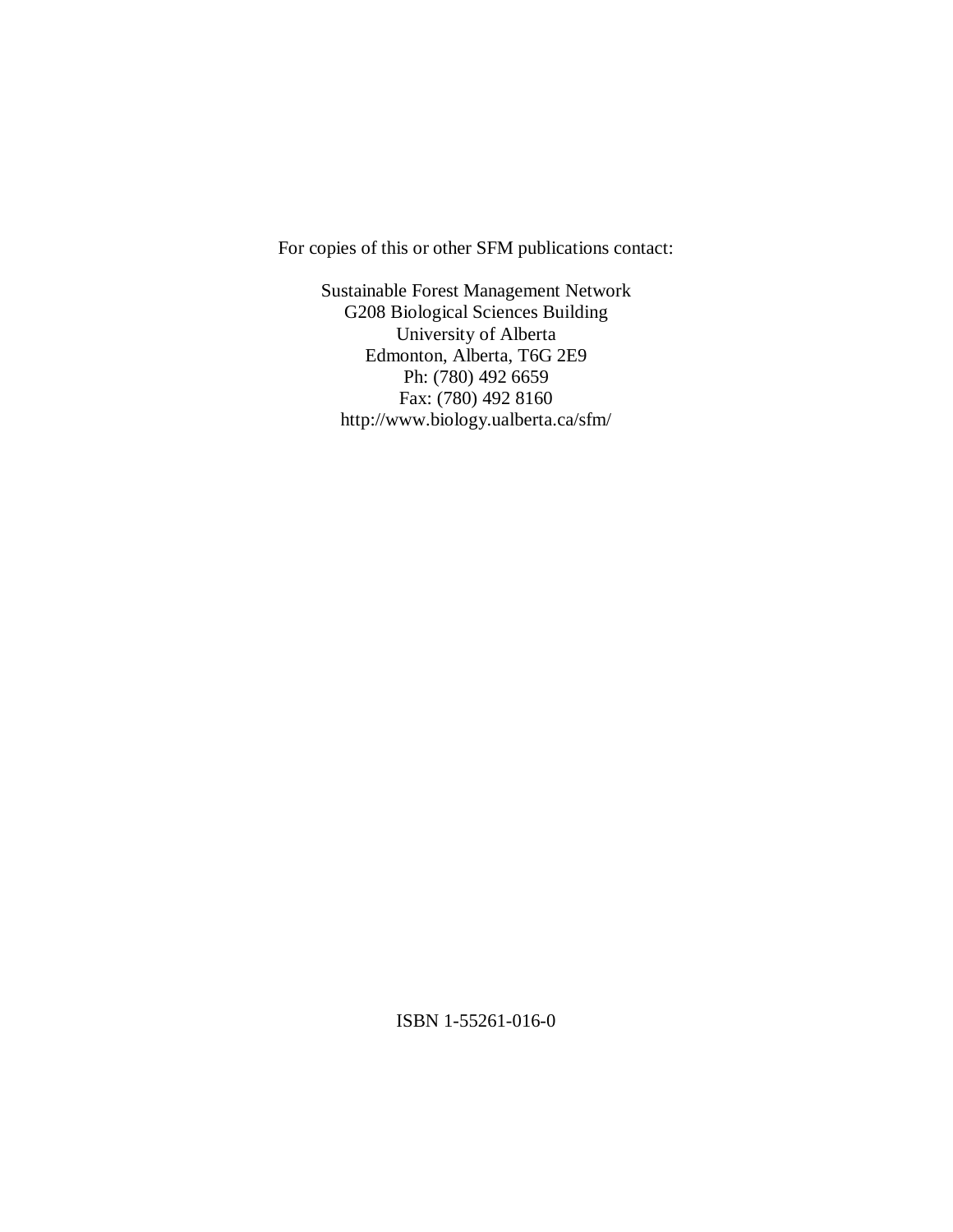For copies of this or other SFM publications contact:

Sustainable Forest Management Network
G208 Biological Sciences Building
University of Alberta
Edmonton, Alberta, T6G 2E9
Ph: (780) 492 6659
Fax: (780) 492 8160
http://www.biology.ualberta.ca/sfm/

ISBN 1-55261-016-0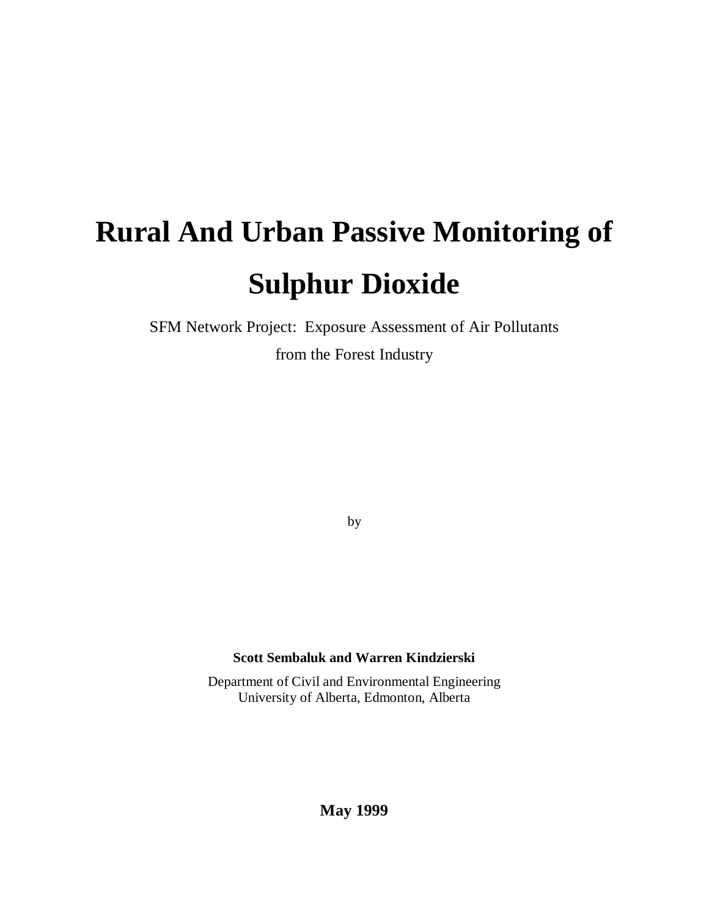# Rural And Urban Passive Monitoring of Sulphur Dioxide

SFM Network Project: Exposure Assessment of Air Pollutants from the Forest Industry

by

**Scott Sembaluk and Warren Kindzierski**

Department of Civil and Environmental Engineering
University of Alberta, Edmonton, Alberta

**May 1999**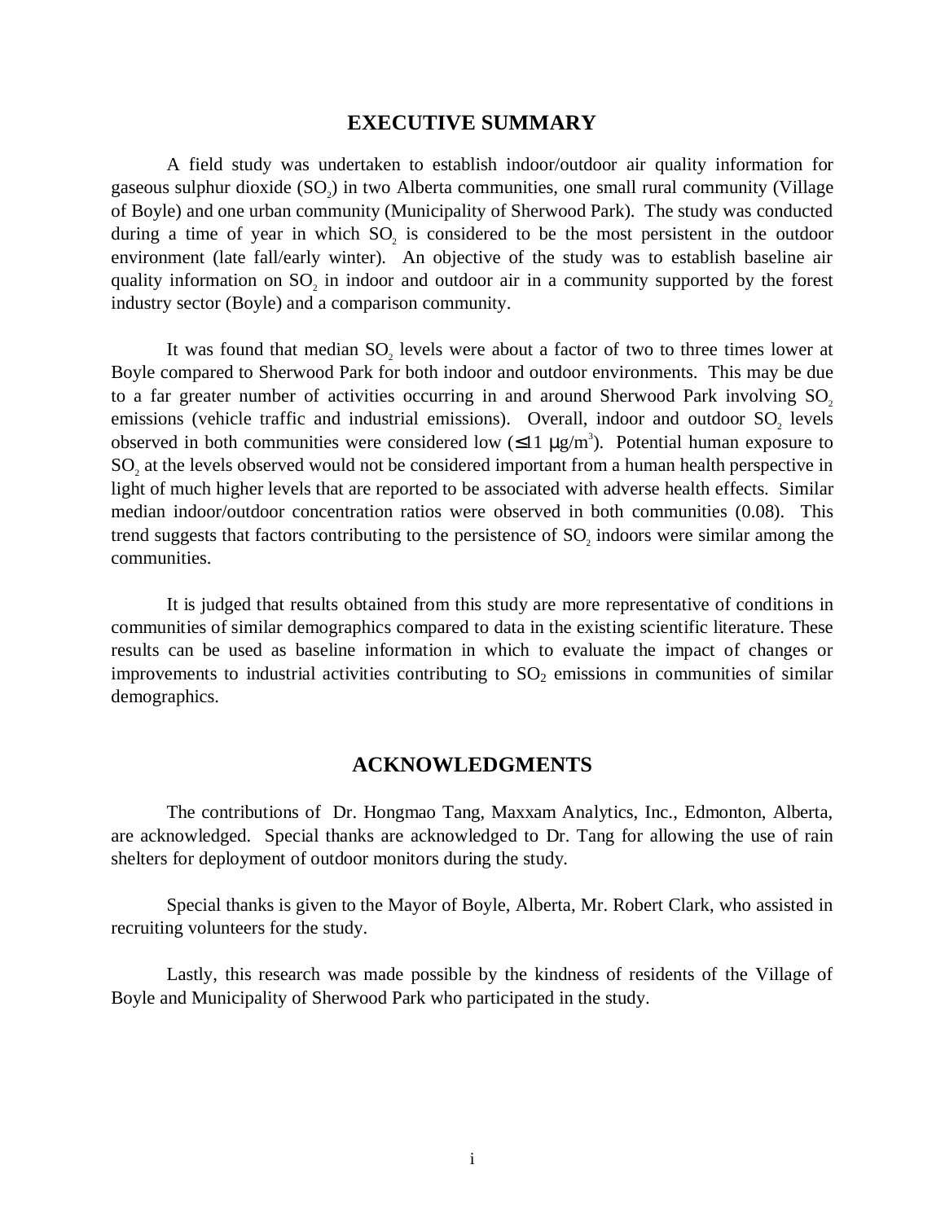## EXECUTIVE SUMMARY

A field study was undertaken to establish indoor/outdoor air quality information for gaseous sulphur dioxide ($SO_2$) in two Alberta communities, one small rural community (Village of Boyle) and one urban community (Municipality of Sherwood Park). The study was conducted during a time of year in which $SO_2$ is considered to be the most persistent in the outdoor environment (late fall/early winter). An objective of the study was to establish baseline air quality information on $SO_2$ in indoor and outdoor air in a community supported by the forest industry sector (Boyle) and a comparison community.

It was found that median $SO_2$ levels were about a factor of two to three times lower at Boyle compared to Sherwood Park for both indoor and outdoor environments. This may be due to a far greater number of activities occurring in and around Sherwood Park involving $SO_2$ emissions (vehicle traffic and industrial emissions). Overall, indoor and outdoor $SO_2$ levels observed in both communities were considered low ($\leq$11 $\mu g/m^3$). Potential human exposure to $SO_2$ at the levels observed would not be considered important from a human health perspective in light of much higher levels that are reported to be associated with adverse health effects. Similar median indoor/outdoor concentration ratios were observed in both communities (0.08). This trend suggests that factors contributing to the persistence of $SO_2$ indoors were similar among the communities.

It is judged that results obtained from this study are more representative of conditions in communities of similar demographics compared to data in the existing scientific literature. These results can be used as baseline information in which to evaluate the impact of changes or improvements to industrial activities contributing to $SO_2$ emissions in communities of similar demographics.

## ACKNOWLEDGMENTS

The contributions of Dr. Hongmao Tang, Maxxam Analytics, Inc., Edmonton, Alberta, are acknowledged. Special thanks are acknowledged to Dr. Tang for allowing the use of rain shelters for deployment of outdoor monitors during the study.

Special thanks is given to the Mayor of Boyle, Alberta, Mr. Robert Clark, who assisted in recruiting volunteers for the study.

Lastly, this research was made possible by the kindness of residents of the Village of Boyle and Municipality of Sherwood Park who participated in the study.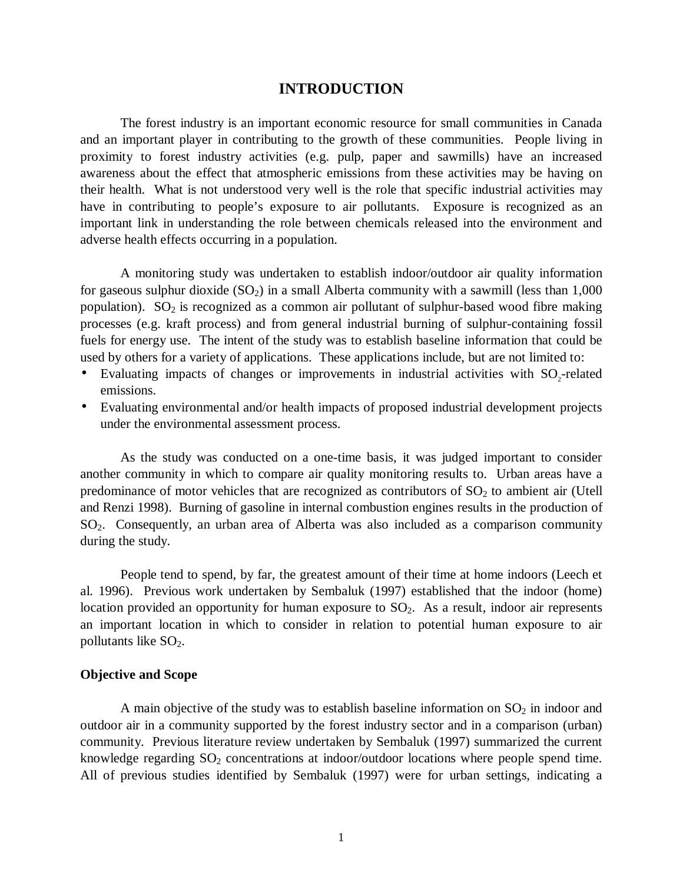# INTRODUCTION

The forest industry is an important economic resource for small communities in Canada and an important player in contributing to the growth of these communities. People living in proximity to forest industry activities (e.g. pulp, paper and sawmills) have an increased awareness about the effect that atmospheric emissions from these activities may be having on their health. What is not understood very well is the role that specific industrial activities may have in contributing to people's exposure to air pollutants. Exposure is recognized as an important link in understanding the role between chemicals released into the environment and adverse health effects occurring in a population.

A monitoring study was undertaken to establish indoor/outdoor air quality information for gaseous sulphur dioxide ($SO_2$) in a small Alberta community with a sawmill (less than 1,000 population). $SO_2$ is recognized as a common air pollutant of sulphur-based wood fibre making processes (e.g. kraft process) and from general industrial burning of sulphur-containing fossil fuels for energy use. The intent of the study was to establish baseline information that could be used by others for a variety of applications. These applications include, but are not limited to:

- Evaluating impacts of changes or improvements in industrial activities with $SO_2$-related emissions.
- Evaluating environmental and/or health impacts of proposed industrial development projects under the environmental assessment process.

As the study was conducted on a one-time basis, it was judged important to consider another community in which to compare air quality monitoring results to. Urban areas have a predominance of motor vehicles that are recognized as contributors of $SO_2$ to ambient air (Utell and Renzi 1998). Burning of gasoline in internal combustion engines results in the production of $SO_2$. Consequently, an urban area of Alberta was also included as a comparison community during the study.

People tend to spend, by far, the greatest amount of their time at home indoors (Leech et al. 1996). Previous work undertaken by Sembaluk (1997) established that the indoor (home) location provided an opportunity for human exposure to $SO_2$. As a result, indoor air represents an important location in which to consider in relation to potential human exposure to air pollutants like $SO_2$.

**Objective and Scope**

A main objective of the study was to establish baseline information on $SO_2$ in indoor and outdoor air in a community supported by the forest industry sector and in a comparison (urban) community. Previous literature review undertaken by Sembaluk (1997) summarized the current knowledge regarding $SO_2$ concentrations at indoor/outdoor locations where people spend time. All of previous studies identified by Sembaluk (1997) were for urban settings, indicating a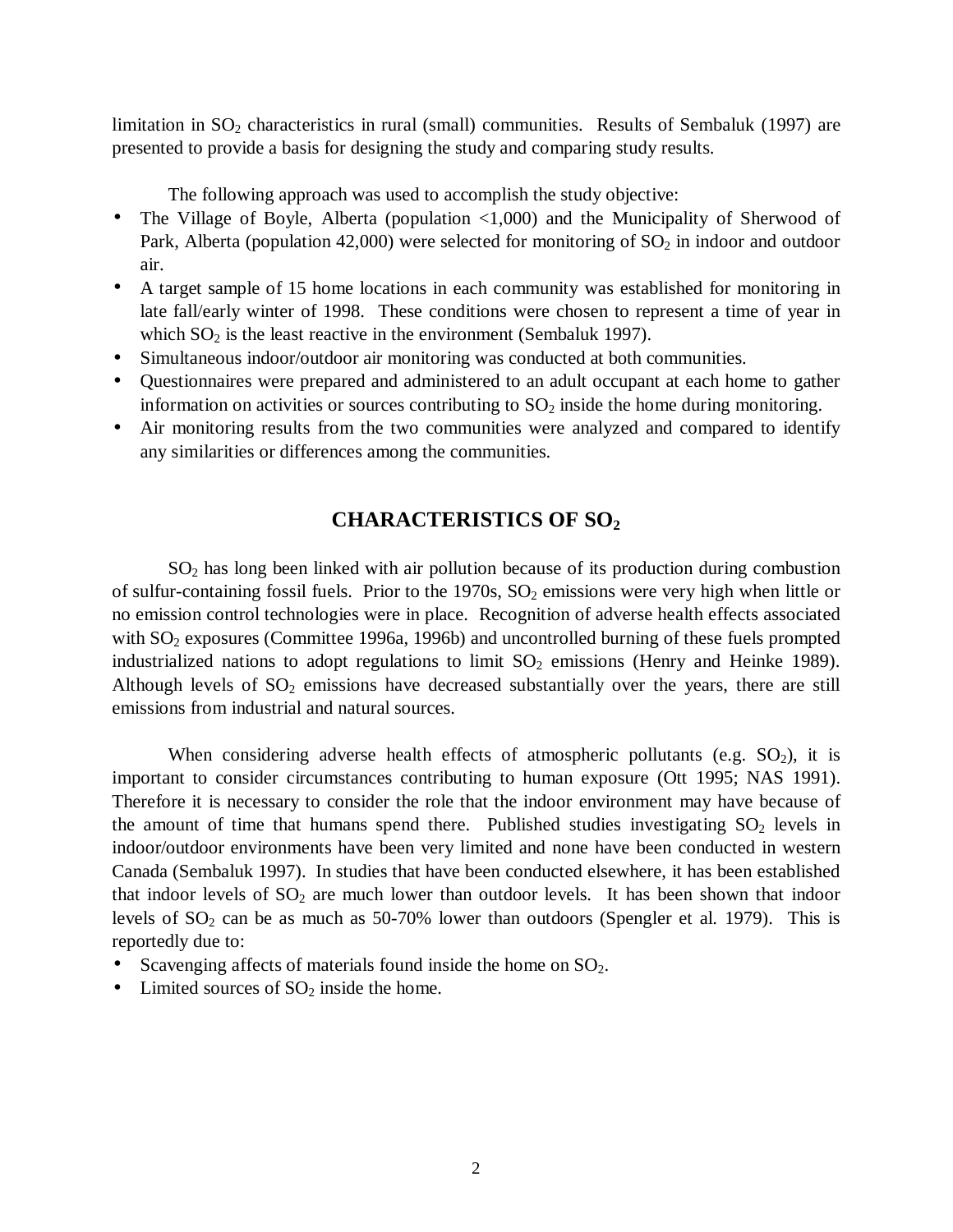limitation in $SO_2$ characteristics in rural (small) communities. Results of Sembaluk (1997) are presented to provide a basis for designing the study and comparing study results.

The following approach was used to accomplish the study objective:

- The Village of Boyle, Alberta (population <1,000) and the Municipality of Sherwood of Park, Alberta (population 42,000) were selected for monitoring of $SO_2$ in indoor and outdoor air.
- A target sample of 15 home locations in each community was established for monitoring in late fall/early winter of 1998. These conditions were chosen to represent a time of year in which $SO_2$ is the least reactive in the environment (Sembaluk 1997).
- Simultaneous indoor/outdoor air monitoring was conducted at both communities.
- Questionnaires were prepared and administered to an adult occupant at each home to gather information on activities or sources contributing to $SO_2$ inside the home during monitoring.
- Air monitoring results from the two communities were analyzed and compared to identify any similarities or differences among the communities.

## CHARACTERISTICS OF $SO_2$

$SO_2$ has long been linked with air pollution because of its production during combustion of sulfur-containing fossil fuels. Prior to the 1970s, $SO_2$ emissions were very high when little or no emission control technologies were in place. Recognition of adverse health effects associated with $SO_2$ exposures (Committee 1996a, 1996b) and uncontrolled burning of these fuels prompted industrialized nations to adopt regulations to limit $SO_2$ emissions (Henry and Heinke 1989). Although levels of $SO_2$ emissions have decreased substantially over the years, there are still emissions from industrial and natural sources.

When considering adverse health effects of atmospheric pollutants (e.g. $SO_2$), it is important to consider circumstances contributing to human exposure (Ott 1995; NAS 1991). Therefore it is necessary to consider the role that the indoor environment may have because of the amount of time that humans spend there. Published studies investigating $SO_2$ levels in indoor/outdoor environments have been very limited and none have been conducted in western Canada (Sembaluk 1997). In studies that have been conducted elsewhere, it has been established that indoor levels of $SO_2$ are much lower than outdoor levels. It has been shown that indoor levels of $SO_2$ can be as much as 50-70% lower than outdoors (Spengler et al. 1979). This is reportedly due to:

- Scavenging affects of materials found inside the home on $SO_2$.
- Limited sources of $SO_2$ inside the home.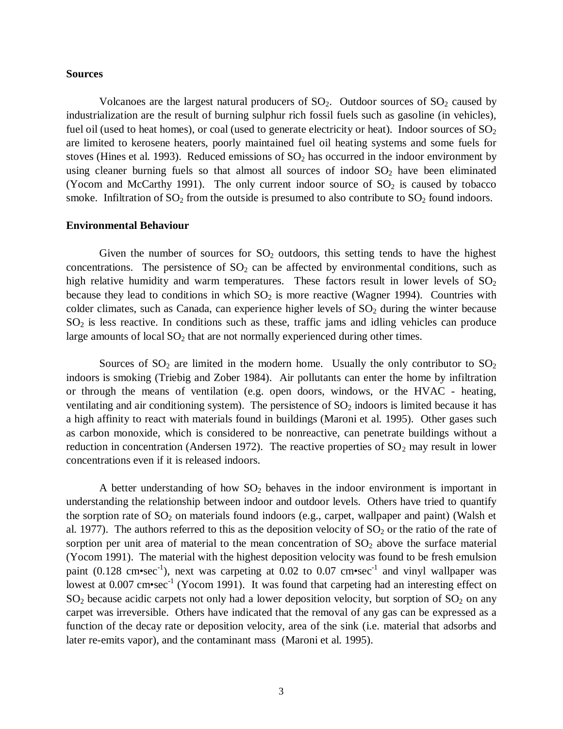### Sources

Volcanoes are the largest natural producers of $SO_2$. Outdoor sources of $SO_2$ caused by industrialization are the result of burning sulphur rich fossil fuels such as gasoline (in vehicles), fuel oil (used to heat homes), or coal (used to generate electricity or heat). Indoor sources of $SO_2$ are limited to kerosene heaters, poorly maintained fuel oil heating systems and some fuels for stoves (Hines et al. 1993). Reduced emissions of $SO_2$ has occurred in the indoor environment by using cleaner burning fuels so that almost all sources of indoor $SO_2$ have been eliminated (Yocom and McCarthy 1991). The only current indoor source of $SO_2$ is caused by tobacco smoke. Infiltration of $SO_2$ from the outside is presumed to also contribute to $SO_2$ found indoors.

### Environmental Behaviour

Given the number of sources for $SO_2$ outdoors, this setting tends to have the highest concentrations. The persistence of $SO_2$ can be affected by environmental conditions, such as high relative humidity and warm temperatures. These factors result in lower levels of $SO_2$ because they lead to conditions in which $SO_2$ is more reactive (Wagner 1994). Countries with colder climates, such as Canada, can experience higher levels of $SO_2$ during the winter because $SO_2$ is less reactive. In conditions such as these, traffic jams and idling vehicles can produce large amounts of local $SO_2$ that are not normally experienced during other times.

Sources of $SO_2$ are limited in the modern home. Usually the only contributor to $SO_2$ indoors is smoking (Triebig and Zober 1984). Air pollutants can enter the home by infiltration or through the means of ventilation (e.g. open doors, windows, or the HVAC - heating, ventilating and air conditioning system). The persistence of $SO_2$ indoors is limited because it has a high affinity to react with materials found in buildings (Maroni et al. 1995). Other gases such as carbon monoxide, which is considered to be nonreactive, can penetrate buildings without a reduction in concentration (Andersen 1972). The reactive properties of $SO_2$ may result in lower concentrations even if it is released indoors.

A better understanding of how $SO_2$ behaves in the indoor environment is important in understanding the relationship between indoor and outdoor levels. Others have tried to quantify the sorption rate of $SO_2$ on materials found indoors (e.g., carpet, wallpaper and paint) (Walsh et al. 1977). The authors referred to this as the deposition velocity of $SO_2$ or the ratio of the rate of sorption per unit area of material to the mean concentration of $SO_2$ above the surface material (Yocom 1991). The material with the highest deposition velocity was found to be fresh emulsion paint ($0.128\ cm \bullet sec^{-1}$), next was carpeting at 0.02 to $0.07\ cm \bullet sec^{-1}$ and vinyl wallpaper was lowest at $0.007\ cm \bullet sec^{-1}$ (Yocom 1991). It was found that carpeting had an interesting effect on $SO_2$ because acidic carpets not only had a lower deposition velocity, but sorption of $SO_2$ on any carpet was irreversible. Others have indicated that the removal of any gas can be expressed as a function of the decay rate or deposition velocity, area of the sink (i.e. material that adsorbs and later re-emits vapor), and the contaminant mass (Maroni et al. 1995).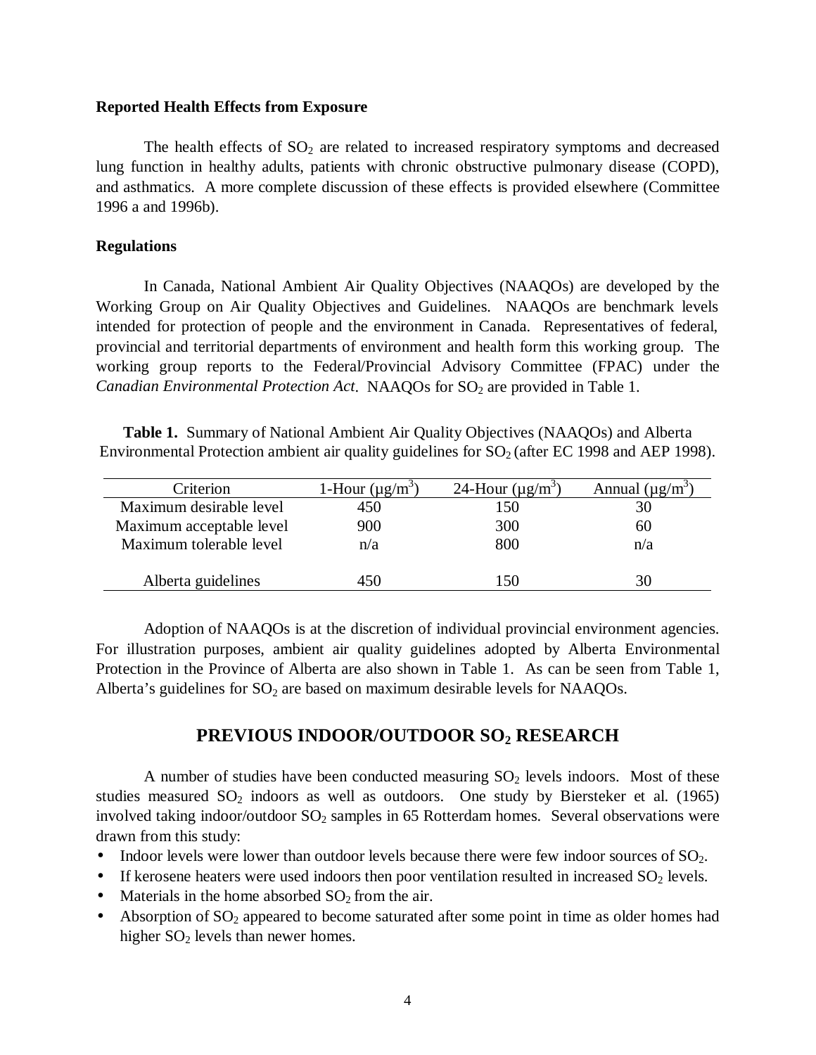**Reported Health Effects from Exposure**

The health effects of $SO_2$ are related to increased respiratory symptoms and decreased lung function in healthy adults, patients with chronic obstructive pulmonary disease (COPD), and asthmatics. A more complete discussion of these effects is provided elsewhere (Committee 1996 a and 1996b).

**Regulations**

In Canada, National Ambient Air Quality Objectives (NAAQOs) are developed by the Working Group on Air Quality Objectives and Guidelines. NAAQOs are benchmark levels intended for protection of people and the environment in Canada. Representatives of federal, provincial and territorial departments of environment and health form this working group. The working group reports to the Federal/Provincial Advisory Committee (FPAC) under the *Canadian Environmental Protection Act*. NAAQOs for $SO_2$ are provided in Table 1.

**Table 1.** Summary of National Ambient Air Quality Objectives (NAAQOs) and Alberta Environmental Protection ambient air quality guidelines for $SO_2$ (after EC 1998 and AEP 1998).

| Criterion | 1-Hour (µg/m$^3$) | 24-Hour (µg/m$^3$) | Annual (µg/m$^3$) |
|---|---|---|---|
| Maximum desirable level | 450 | 150 | 30 |
| Maximum acceptable level | 900 | 300 | 60 |
| Maximum tolerable level | n/a | 800 | n/a |
| Alberta guidelines | 450 | 150 | 30 |

Adoption of NAAQOs is at the discretion of individual provincial environment agencies. For illustration purposes, ambient air quality guidelines adopted by Alberta Environmental Protection in the Province of Alberta are also shown in Table 1. As can be seen from Table 1, Alberta's guidelines for $SO_2$ are based on maximum desirable levels for NAAQOs.

## PREVIOUS INDOOR/OUTDOOR $SO_2$ RESEARCH

A number of studies have been conducted measuring $SO_2$ levels indoors. Most of these studies measured $SO_2$ indoors as well as outdoors. One study by Biersteker et al. (1965) involved taking indoor/outdoor $SO_2$ samples in 65 Rotterdam homes. Several observations were drawn from this study:

- Indoor levels were lower than outdoor levels because there were few indoor sources of $SO_2$.
- If kerosene heaters were used indoors then poor ventilation resulted in increased $SO_2$ levels.
- Materials in the home absorbed $SO_2$ from the air.
- Absorption of $SO_2$ appeared to become saturated after some point in time as older homes had higher $SO_2$ levels than newer homes.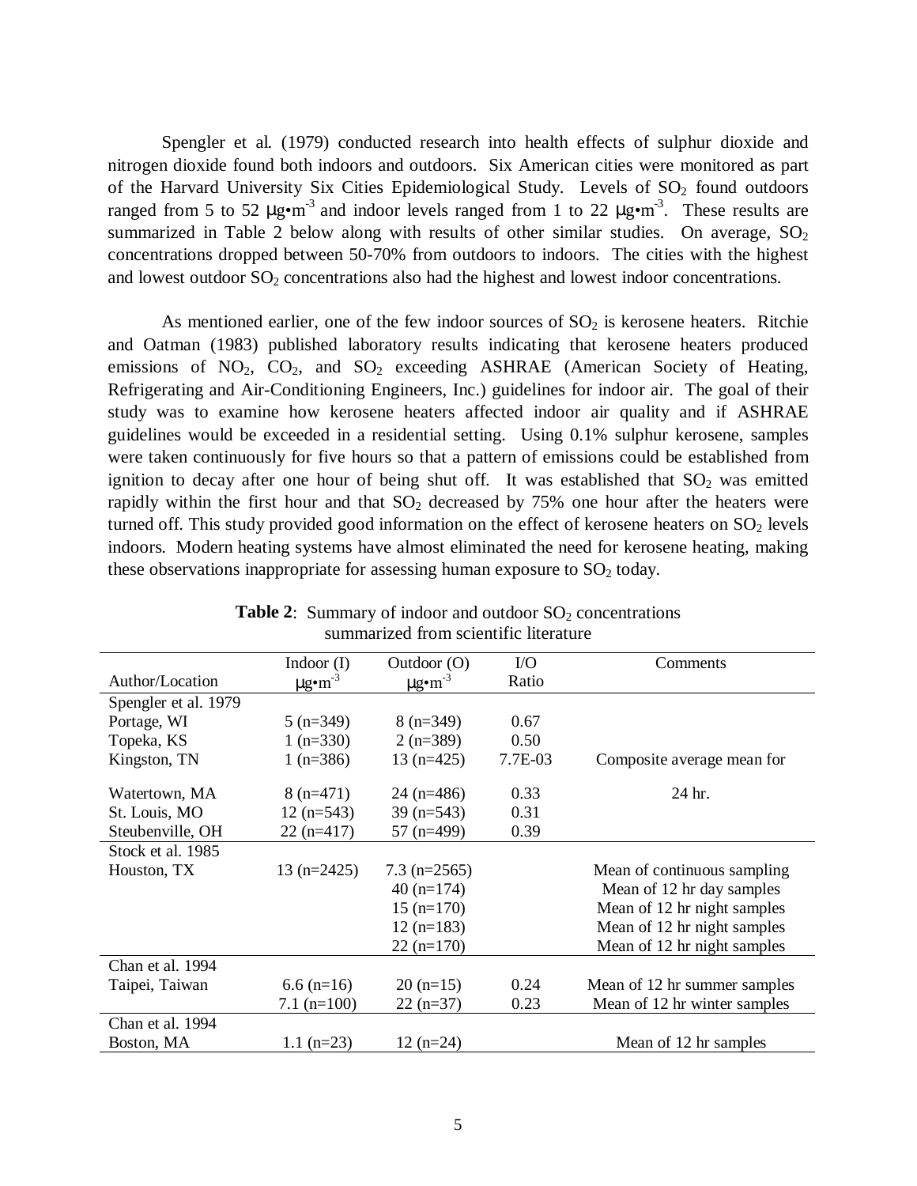Spengler et al. (1979) conducted research into health effects of sulphur dioxide and nitrogen dioxide found both indoors and outdoors. Six American cities were monitored as part of the Harvard University Six Cities Epidemiological Study. Levels of $SO_2$ found outdoors ranged from 5 to 52 $\mu g \cdot m^{-3}$ and indoor levels ranged from 1 to 22 $\mu g \cdot m^{-3}$. These results are summarized in Table 2 below along with results of other similar studies. On average, $SO_2$ concentrations dropped between 50-70% from outdoors to indoors. The cities with the highest and lowest outdoor $SO_2$ concentrations also had the highest and lowest indoor concentrations.

As mentioned earlier, one of the few indoor sources of $SO_2$ is kerosene heaters. Ritchie and Oatman (1983) published laboratory results indicating that kerosene heaters produced emissions of $NO_2$, $CO_2$, and $SO_2$ exceeding ASHRAE (American Society of Heating, Refrigerating and Air-Conditioning Engineers, Inc.) guidelines for indoor air. The goal of their study was to examine how kerosene heaters affected indoor air quality and if ASHRAE guidelines would be exceeded in a residential setting. Using 0.1% sulphur kerosene, samples were taken continuously for five hours so that a pattern of emissions could be established from ignition to decay after one hour of being shut off. It was established that $SO_2$ was emitted rapidly within the first hour and that $SO_2$ decreased by 75% one hour after the heaters were turned off. This study provided good information on the effect of kerosene heaters on $SO_2$ levels indoors. Modern heating systems have almost eliminated the need for kerosene heating, making these observations inappropriate for assessing human exposure to $SO_2$ today.

**Table 2**: Summary of indoor and outdoor $SO_2$ concentrations summarized from scientific literature

| Author/Location | Indoor (I) $\mu g \cdot m^{-3}$ | Outdoor (O) $\mu g \cdot m^{-3}$ | I/O Ratio | Comments |
|---|---|---|---|---|
| Spengler et al. 1979 | | | | |
| Portage, WI | 5 (n=349) | 8 (n=349) | 0.67 | |
| Topeka, KS | 1 (n=330) | 2 (n=389) | 0.50 | |
| Kingston, TN | 1 (n=386) | 13 (n=425) | 7.7E-03 | Composite average mean for |
| Watertown, MA | 8 (n=471) | 24 (n=486) | 0.33 | 24 hr. |
| St. Louis, MO | 12 (n=543) | 39 (n=543) | 0.31 | |
| Steubenville, OH | 22 (n=417) | 57 (n=499) | 0.39 | |
| Stock et al. 1985 | | | | |
| Houston, TX | 13 (n=2425) | 7.3 (n=2565) | | Mean of continuous sampling |
| | | 40 (n=174) | | Mean of 12 hr day samples |
| | | 15 (n=170) | | Mean of 12 hr night samples |
| | | 12 (n=183) | | Mean of 12 hr night samples |
| | | 22 (n=170) | | Mean of 12 hr night samples |
| Chan et al. 1994 | | | | |
| Taipei, Taiwan | 6.6 (n=16) | 20 (n=15) | 0.24 | Mean of 12 hr summer samples |
| | 7.1 (n=100) | 22 (n=37) | 0.23 | Mean of 12 hr winter samples |
| Chan et al. 1994 | | | | |
| Boston, MA | 1.1 (n=23) | 12 (n=24) | | Mean of 12 hr samples |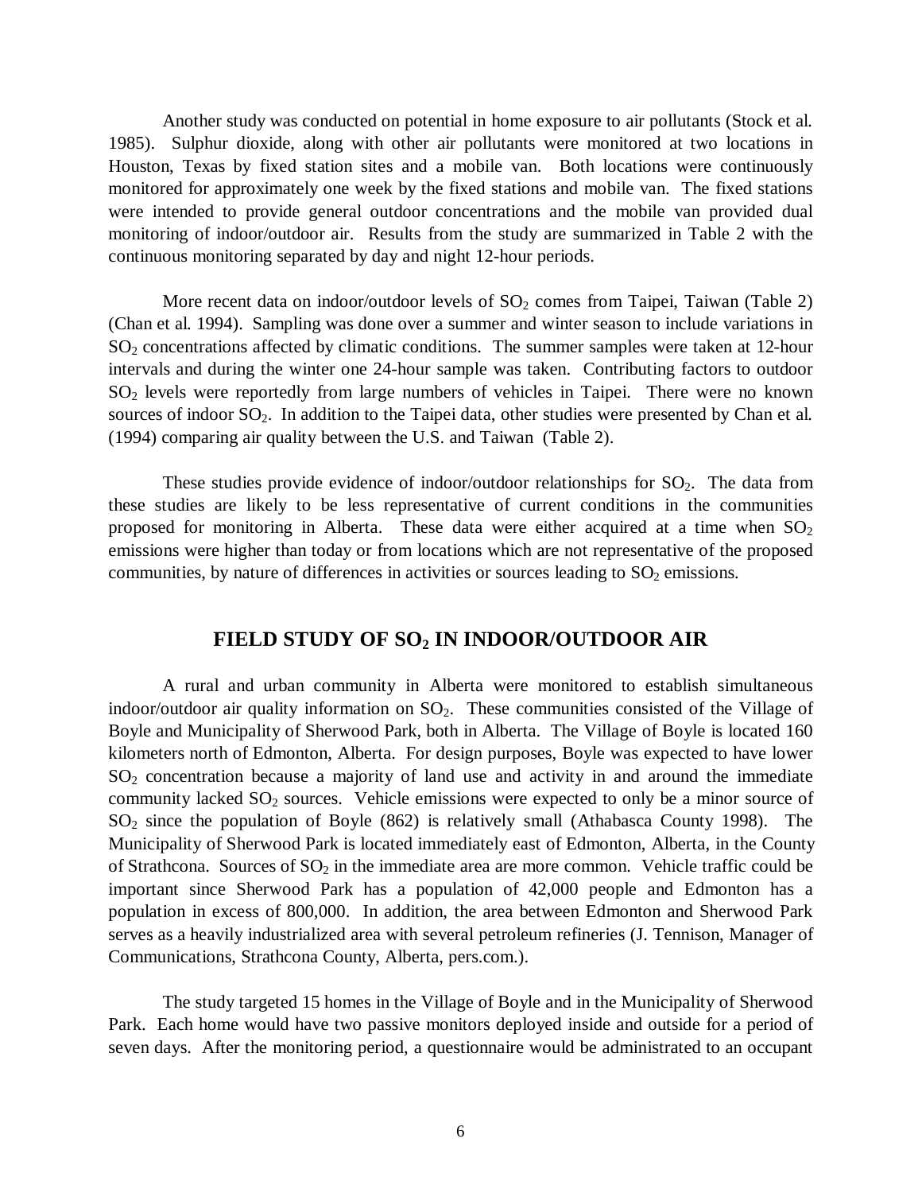Another study was conducted on potential in home exposure to air pollutants (Stock et al. 1985). Sulphur dioxide, along with other air pollutants were monitored at two locations in Houston, Texas by fixed station sites and a mobile van. Both locations were continuously monitored for approximately one week by the fixed stations and mobile van. The fixed stations were intended to provide general outdoor concentrations and the mobile van provided dual monitoring of indoor/outdoor air. Results from the study are summarized in Table 2 with the continuous monitoring separated by day and night 12-hour periods.

More recent data on indoor/outdoor levels of $SO_2$ comes from Taipei, Taiwan (Table 2) (Chan et al. 1994). Sampling was done over a summer and winter season to include variations in $SO_2$ concentrations affected by climatic conditions. The summer samples were taken at 12-hour intervals and during the winter one 24-hour sample was taken. Contributing factors to outdoor $SO_2$ levels were reportedly from large numbers of vehicles in Taipei. There were no known sources of indoor $SO_2$. In addition to the Taipei data, other studies were presented by Chan et al. (1994) comparing air quality between the U.S. and Taiwan (Table 2).

These studies provide evidence of indoor/outdoor relationships for $SO_2$. The data from these studies are likely to be less representative of current conditions in the communities proposed for monitoring in Alberta. These data were either acquired at a time when $SO_2$ emissions were higher than today or from locations which are not representative of the proposed communities, by nature of differences in activities or sources leading to $SO_2$ emissions.

## FIELD STUDY OF $SO_2$ IN INDOOR/OUTDOOR AIR

A rural and urban community in Alberta were monitored to establish simultaneous indoor/outdoor air quality information on $SO_2$. These communities consisted of the Village of Boyle and Municipality of Sherwood Park, both in Alberta. The Village of Boyle is located 160 kilometers north of Edmonton, Alberta. For design purposes, Boyle was expected to have lower $SO_2$ concentration because a majority of land use and activity in and around the immediate community lacked $SO_2$ sources. Vehicle emissions were expected to only be a minor source of $SO_2$ since the population of Boyle (862) is relatively small (Athabasca County 1998). The Municipality of Sherwood Park is located immediately east of Edmonton, Alberta, in the County of Strathcona. Sources of $SO_2$ in the immediate area are more common. Vehicle traffic could be important since Sherwood Park has a population of 42,000 people and Edmonton has a population in excess of 800,000. In addition, the area between Edmonton and Sherwood Park serves as a heavily industrialized area with several petroleum refineries (J. Tennison, Manager of Communications, Strathcona County, Alberta, pers.com.).

The study targeted 15 homes in the Village of Boyle and in the Municipality of Sherwood Park. Each home would have two passive monitors deployed inside and outside for a period of seven days. After the monitoring period, a questionnaire would be administrated to an occupant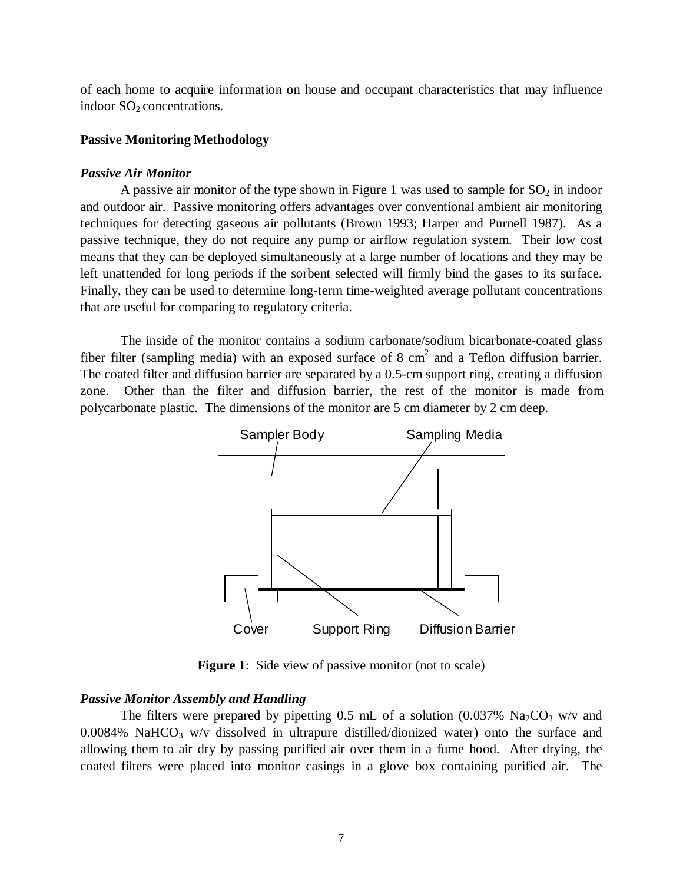of each home to acquire information on house and occupant characteristics that may influence indoor $SO_2$ concentrations.

**Passive Monitoring Methodology**

***Passive Air Monitor***

A passive air monitor of the type shown in Figure 1 was used to sample for $SO_2$ in indoor and outdoor air. Passive monitoring offers advantages over conventional ambient air monitoring techniques for detecting gaseous air pollutants (Brown 1993; Harper and Purnell 1987). As a passive technique, they do not require any pump or airflow regulation system. Their low cost means that they can be deployed simultaneously at a large number of locations and they may be left unattended for long periods if the sorbent selected will firmly bind the gases to its surface. Finally, they can be used to determine long-term time-weighted average pollutant concentrations that are useful for comparing to regulatory criteria.

The inside of the monitor contains a sodium carbonate/sodium bicarbonate-coated glass fiber filter (sampling media) with an exposed surface of 8 $cm^2$ and a Teflon diffusion barrier. The coated filter and diffusion barrier are separated by a 0.5-cm support ring, creating a diffusion zone. Other than the filter and diffusion barrier, the rest of the monitor is made from polycarbonate plastic. The dimensions of the monitor are 5 cm diameter by 2 cm deep.

Sampler Body    Sampling Media

Cover    Support Ring    Diffusion Barrier

**Figure 1**: Side view of passive monitor (not to scale)

***Passive Monitor Assembly and Handling***

The filters were prepared by pipetting 0.5 mL of a solution (0.037% $Na_2CO_3$ w/v and 0.0084% $NaHCO_3$ w/v dissolved in ultrapure distilled/dionized water) onto the surface and allowing them to air dry by passing purified air over them in a fume hood. After drying, the coated filters were placed into monitor casings in a glove box containing purified air. The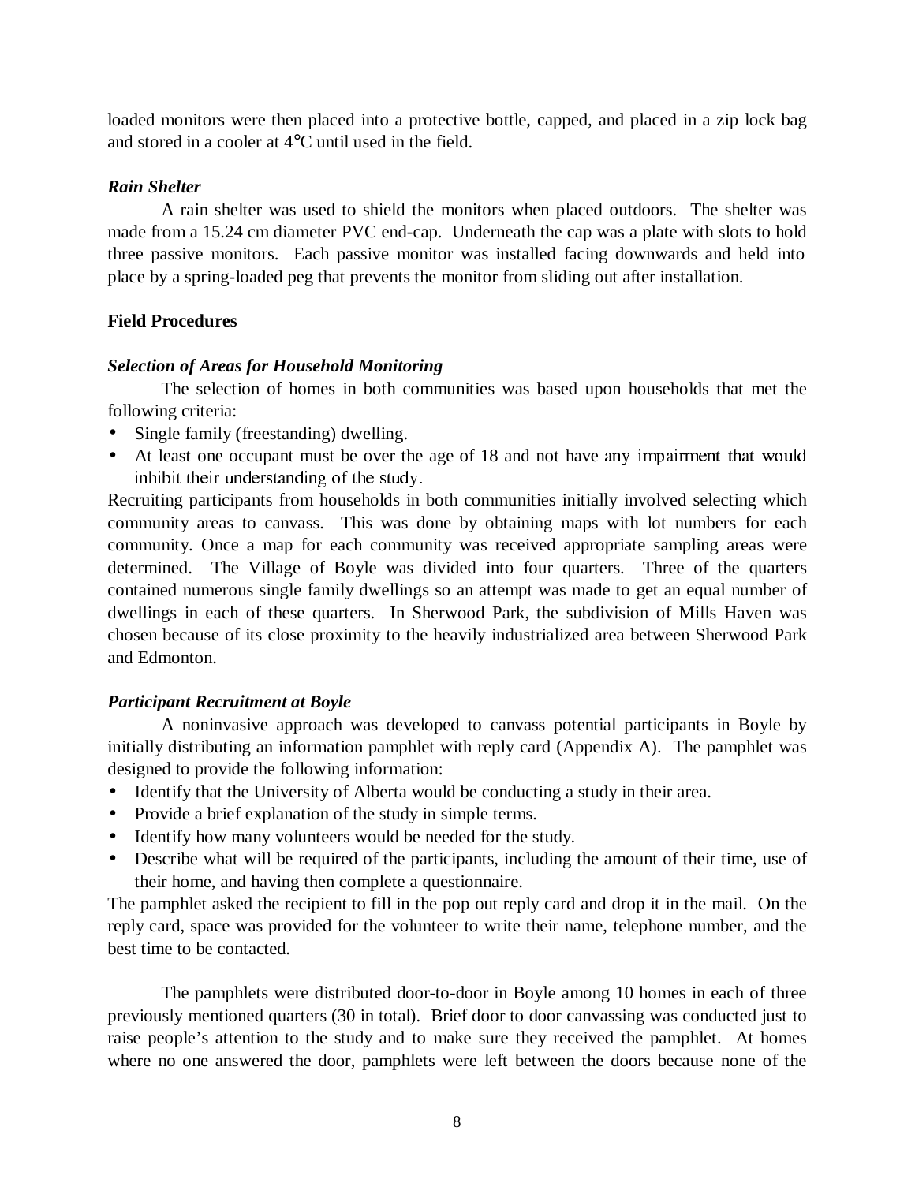loaded monitors were then placed into a protective bottle, capped, and placed in a zip lock bag and stored in a cooler at 4°C until used in the field.

***Rain Shelter***

A rain shelter was used to shield the monitors when placed outdoors. The shelter was made from a 15.24 cm diameter PVC end-cap. Underneath the cap was a plate with slots to hold three passive monitors. Each passive monitor was installed facing downwards and held into place by a spring-loaded peg that prevents the monitor from sliding out after installation.

**Field Procedures**

***Selection of Areas for Household Monitoring***

The selection of homes in both communities was based upon households that met the following criteria:

- Single family (freestanding) dwelling.
- At least one occupant must be over the age of 18 and not have any impairment that would inhibit their understanding of the study.

Recruiting participants from households in both communities initially involved selecting which community areas to canvass. This was done by obtaining maps with lot numbers for each community. Once a map for each community was received appropriate sampling areas were determined. The Village of Boyle was divided into four quarters. Three of the quarters contained numerous single family dwellings so an attempt was made to get an equal number of dwellings in each of these quarters. In Sherwood Park, the subdivision of Mills Haven was chosen because of its close proximity to the heavily industrialized area between Sherwood Park and Edmonton.

***Participant Recruitment at Boyle***

A noninvasive approach was developed to canvass potential participants in Boyle by initially distributing an information pamphlet with reply card (Appendix A). The pamphlet was designed to provide the following information:

- Identify that the University of Alberta would be conducting a study in their area.
- Provide a brief explanation of the study in simple terms.
- Identify how many volunteers would be needed for the study.
- Describe what will be required of the participants, including the amount of their time, use of their home, and having then complete a questionnaire.

The pamphlet asked the recipient to fill in the pop out reply card and drop it in the mail. On the reply card, space was provided for the volunteer to write their name, telephone number, and the best time to be contacted.

The pamphlets were distributed door-to-door in Boyle among 10 homes in each of three previously mentioned quarters (30 in total). Brief door to door canvassing was conducted just to raise people's attention to the study and to make sure they received the pamphlet. At homes where no one answered the door, pamphlets were left between the doors because none of the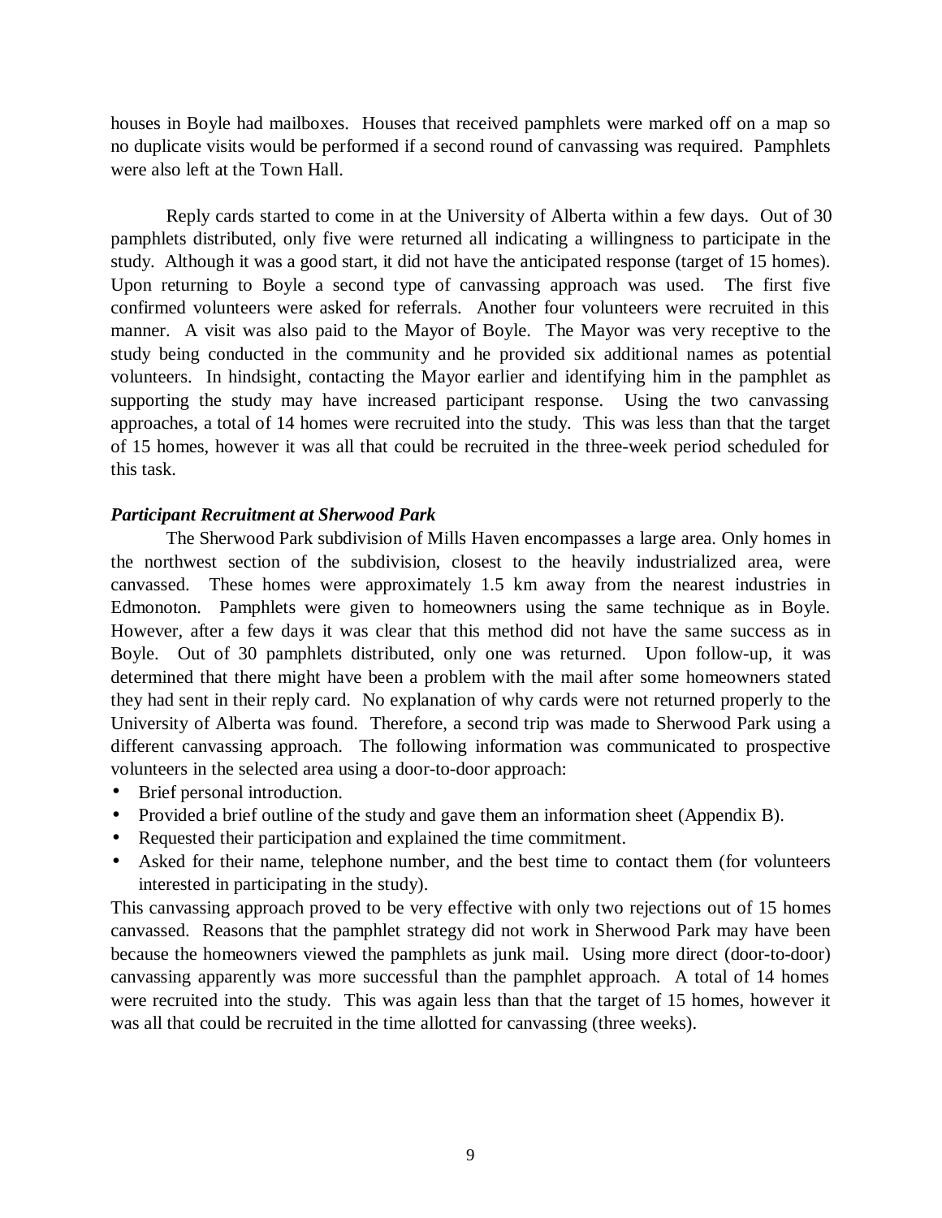houses in Boyle had mailboxes. Houses that received pamphlets were marked off on a map so no duplicate visits would be performed if a second round of canvassing was required. Pamphlets were also left at the Town Hall.

Reply cards started to come in at the University of Alberta within a few days. Out of 30 pamphlets distributed, only five were returned all indicating a willingness to participate in the study. Although it was a good start, it did not have the anticipated response (target of 15 homes). Upon returning to Boyle a second type of canvassing approach was used. The first five confirmed volunteers were asked for referrals. Another four volunteers were recruited in this manner. A visit was also paid to the Mayor of Boyle. The Mayor was very receptive to the study being conducted in the community and he provided six additional names as potential volunteers. In hindsight, contacting the Mayor earlier and identifying him in the pamphlet as supporting the study may have increased participant response. Using the two canvassing approaches, a total of 14 homes were recruited into the study. This was less than that the target of 15 homes, however it was all that could be recruited in the three-week period scheduled for this task.

***Participant Recruitment at Sherwood Park***

The Sherwood Park subdivision of Mills Haven encompasses a large area. Only homes in the northwest section of the subdivision, closest to the heavily industrialized area, were canvassed. These homes were approximately 1.5 km away from the nearest industries in Edmonoton. Pamphlets were given to homeowners using the same technique as in Boyle. However, after a few days it was clear that this method did not have the same success as in Boyle. Out of 30 pamphlets distributed, only one was returned. Upon follow-up, it was determined that there might have been a problem with the mail after some homeowners stated they had sent in their reply card. No explanation of why cards were not returned properly to the University of Alberta was found. Therefore, a second trip was made to Sherwood Park using a different canvassing approach. The following information was communicated to prospective volunteers in the selected area using a door-to-door approach:

- Brief personal introduction.
- Provided a brief outline of the study and gave them an information sheet (Appendix B).
- Requested their participation and explained the time commitment.
- Asked for their name, telephone number, and the best time to contact them (for volunteers interested in participating in the study).

This canvassing approach proved to be very effective with only two rejections out of 15 homes canvassed. Reasons that the pamphlet strategy did not work in Sherwood Park may have been because the homeowners viewed the pamphlets as junk mail. Using more direct (door-to-door) canvassing apparently was more successful than the pamphlet approach. A total of 14 homes were recruited into the study. This was again less than that the target of 15 homes, however it was all that could be recruited in the time allotted for canvassing (three weeks).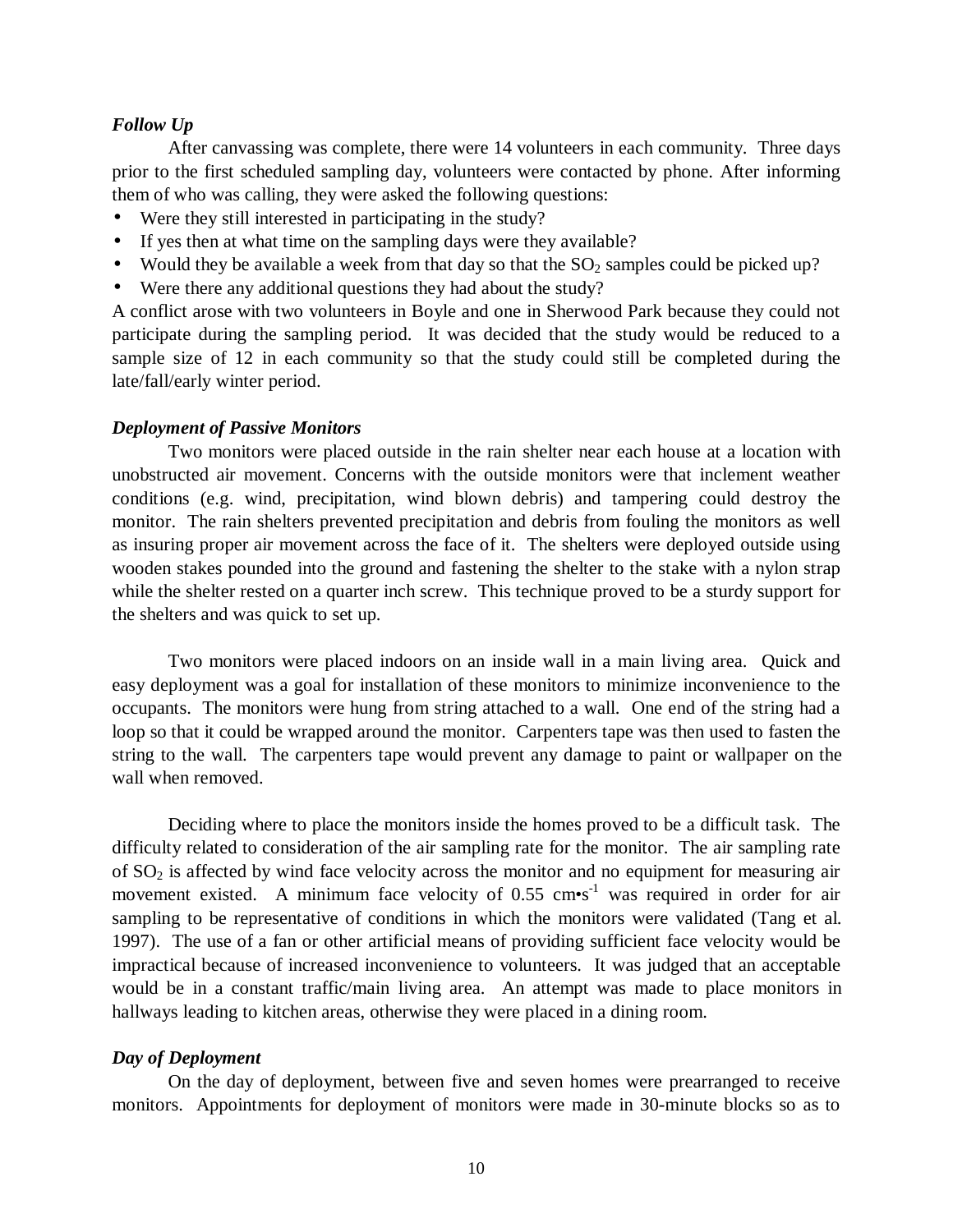### *Follow Up*

After canvassing was complete, there were 14 volunteers in each community. Three days prior to the first scheduled sampling day, volunteers were contacted by phone. After informing them of who was calling, they were asked the following questions:

- Were they still interested in participating in the study?
- If yes then at what time on the sampling days were they available?
- Would they be available a week from that day so that the $SO_2$ samples could be picked up?
- Were there any additional questions they had about the study?

A conflict arose with two volunteers in Boyle and one in Sherwood Park because they could not participate during the sampling period. It was decided that the study would be reduced to a sample size of 12 in each community so that the study could still be completed during the late/fall/early winter period.

### *Deployment of Passive Monitors*

Two monitors were placed outside in the rain shelter near each house at a location with unobstructed air movement. Concerns with the outside monitors were that inclement weather conditions (e.g. wind, precipitation, wind blown debris) and tampering could destroy the monitor. The rain shelters prevented precipitation and debris from fouling the monitors as well as insuring proper air movement across the face of it. The shelters were deployed outside using wooden stakes pounded into the ground and fastening the shelter to the stake with a nylon strap while the shelter rested on a quarter inch screw. This technique proved to be a sturdy support for the shelters and was quick to set up.

Two monitors were placed indoors on an inside wall in a main living area. Quick and easy deployment was a goal for installation of these monitors to minimize inconvenience to the occupants. The monitors were hung from string attached to a wall. One end of the string had a loop so that it could be wrapped around the monitor. Carpenters tape was then used to fasten the string to the wall. The carpenters tape would prevent any damage to paint or wallpaper on the wall when removed.

Deciding where to place the monitors inside the homes proved to be a difficult task. The difficulty related to consideration of the air sampling rate for the monitor. The air sampling rate of $SO_2$ is affected by wind face velocity across the monitor and no equipment for measuring air movement existed. A minimum face velocity of 0.55 $cm \cdot s^{-1}$ was required in order for air sampling to be representative of conditions in which the monitors were validated (Tang et al. 1997). The use of a fan or other artificial means of providing sufficient face velocity would be impractical because of increased inconvenience to volunteers. It was judged that an acceptable would be in a constant traffic/main living area. An attempt was made to place monitors in hallways leading to kitchen areas, otherwise they were placed in a dining room.

### *Day of Deployment*

On the day of deployment, between five and seven homes were prearranged to receive monitors. Appointments for deployment of monitors were made in 30-minute blocks so as to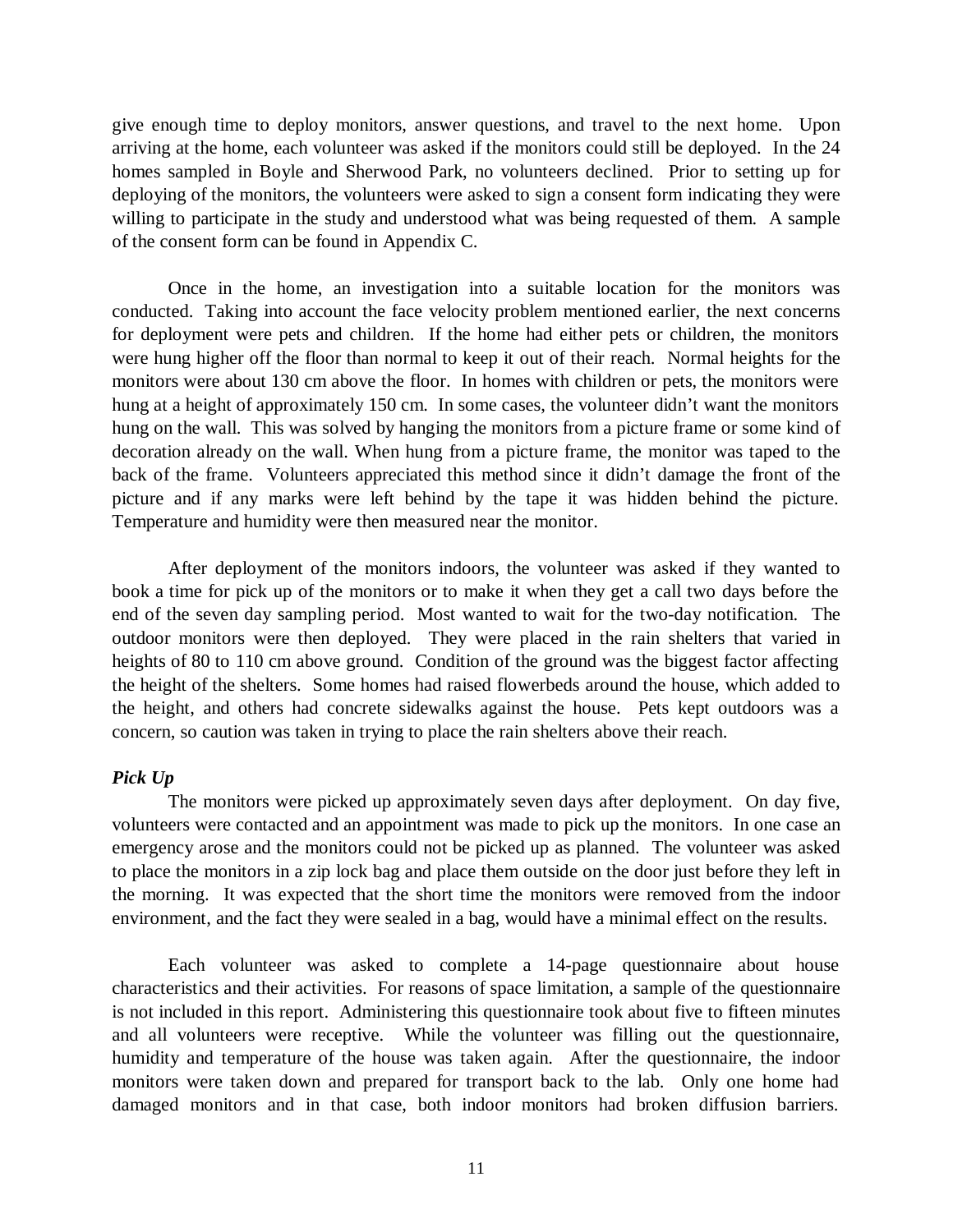give enough time to deploy monitors, answer questions, and travel to the next home. Upon arriving at the home, each volunteer was asked if the monitors could still be deployed. In the 24 homes sampled in Boyle and Sherwood Park, no volunteers declined. Prior to setting up for deploying of the monitors, the volunteers were asked to sign a consent form indicating they were willing to participate in the study and understood what was being requested of them. A sample of the consent form can be found in Appendix C.

Once in the home, an investigation into a suitable location for the monitors was conducted. Taking into account the face velocity problem mentioned earlier, the next concerns for deployment were pets and children. If the home had either pets or children, the monitors were hung higher off the floor than normal to keep it out of their reach. Normal heights for the monitors were about 130 cm above the floor. In homes with children or pets, the monitors were hung at a height of approximately 150 cm. In some cases, the volunteer didn't want the monitors hung on the wall. This was solved by hanging the monitors from a picture frame or some kind of decoration already on the wall. When hung from a picture frame, the monitor was taped to the back of the frame. Volunteers appreciated this method since it didn't damage the front of the picture and if any marks were left behind by the tape it was hidden behind the picture. Temperature and humidity were then measured near the monitor.

After deployment of the monitors indoors, the volunteer was asked if they wanted to book a time for pick up of the monitors or to make it when they get a call two days before the end of the seven day sampling period. Most wanted to wait for the two-day notification. The outdoor monitors were then deployed. They were placed in the rain shelters that varied in heights of 80 to 110 cm above ground. Condition of the ground was the biggest factor affecting the height of the shelters. Some homes had raised flowerbeds around the house, which added to the height, and others had concrete sidewalks against the house. Pets kept outdoors was a concern, so caution was taken in trying to place the rain shelters above their reach.

### *Pick Up*

The monitors were picked up approximately seven days after deployment. On day five, volunteers were contacted and an appointment was made to pick up the monitors. In one case an emergency arose and the monitors could not be picked up as planned. The volunteer was asked to place the monitors in a zip lock bag and place them outside on the door just before they left in the morning. It was expected that the short time the monitors were removed from the indoor environment, and the fact they were sealed in a bag, would have a minimal effect on the results.

Each volunteer was asked to complete a 14-page questionnaire about house characteristics and their activities. For reasons of space limitation, a sample of the questionnaire is not included in this report. Administering this questionnaire took about five to fifteen minutes and all volunteers were receptive. While the volunteer was filling out the questionnaire, humidity and temperature of the house was taken again. After the questionnaire, the indoor monitors were taken down and prepared for transport back to the lab. Only one home had damaged monitors and in that case, both indoor monitors had broken diffusion barriers.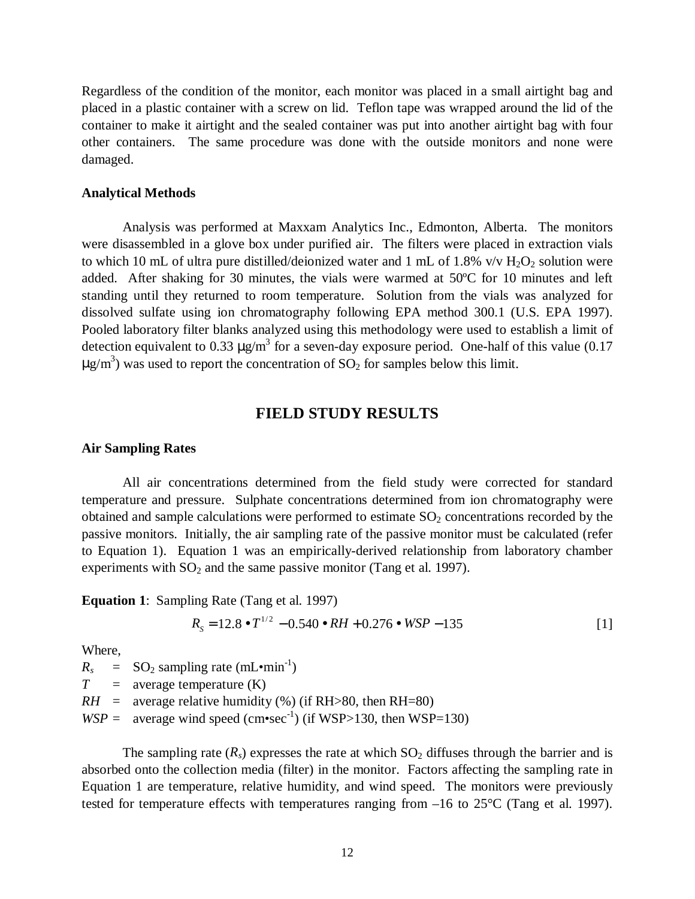Regardless of the condition of the monitor, each monitor was placed in a small airtight bag and placed in a plastic container with a screw on lid. Teflon tape was wrapped around the lid of the container to make it airtight and the sealed container was put into another airtight bag with four other containers. The same procedure was done with the outside monitors and none were damaged.

### Analytical Methods

Analysis was performed at Maxxam Analytics Inc., Edmonton, Alberta. The monitors were disassembled in a glove box under purified air. The filters were placed in extraction vials to which 10 mL of ultra pure distilled/deionized water and 1 mL of 1.8% v/v $H_2O_2$ solution were added. After shaking for 30 minutes, the vials were warmed at 50ºC for 10 minutes and left standing until they returned to room temperature. Solution from the vials was analyzed for dissolved sulfate using ion chromatography following EPA method 300.1 (U.S. EPA 1997). Pooled laboratory filter blanks analyzed using this methodology were used to establish a limit of detection equivalent to 0.33 $\mu g/m^3$ for a seven-day exposure period. One-half of this value (0.17 $\mu g/m^3$) was used to report the concentration of $SO_2$ for samples below this limit.

## FIELD STUDY RESULTS

### Air Sampling Rates

All air concentrations determined from the field study were corrected for standard temperature and pressure. Sulphate concentrations determined from ion chromatography were obtained and sample calculations were performed to estimate $SO_2$ concentrations recorded by the passive monitors. Initially, the air sampling rate of the passive monitor must be calculated (refer to Equation 1). Equation 1 was an empirically-derived relationship from laboratory chamber experiments with $SO_2$ and the same passive monitor (Tang et al. 1997).

**Equation 1**: Sampling Rate (Tang et al. 1997)

$$R_S = 12.8 \bullet T^{1/2} - 0.540 \bullet RH + 0.276 \bullet WSP - 135 \qquad [1]$$

Where,

$R_s$ = $SO_2$ sampling rate ($mL \bullet min^{-1}$)

$T$ = average temperature (K)

$RH$ = average relative humidity (%) (if RH>80, then RH=80)

$WSP$ = average wind speed ($cm \bullet sec^{-1}$) (if WSP>130, then WSP=130)

The sampling rate ($R_s$) expresses the rate at which $SO_2$ diffuses through the barrier and is absorbed onto the collection media (filter) in the monitor. Factors affecting the sampling rate in Equation 1 are temperature, relative humidity, and wind speed. The monitors were previously tested for temperature effects with temperatures ranging from –16 to 25°C (Tang et al. 1997).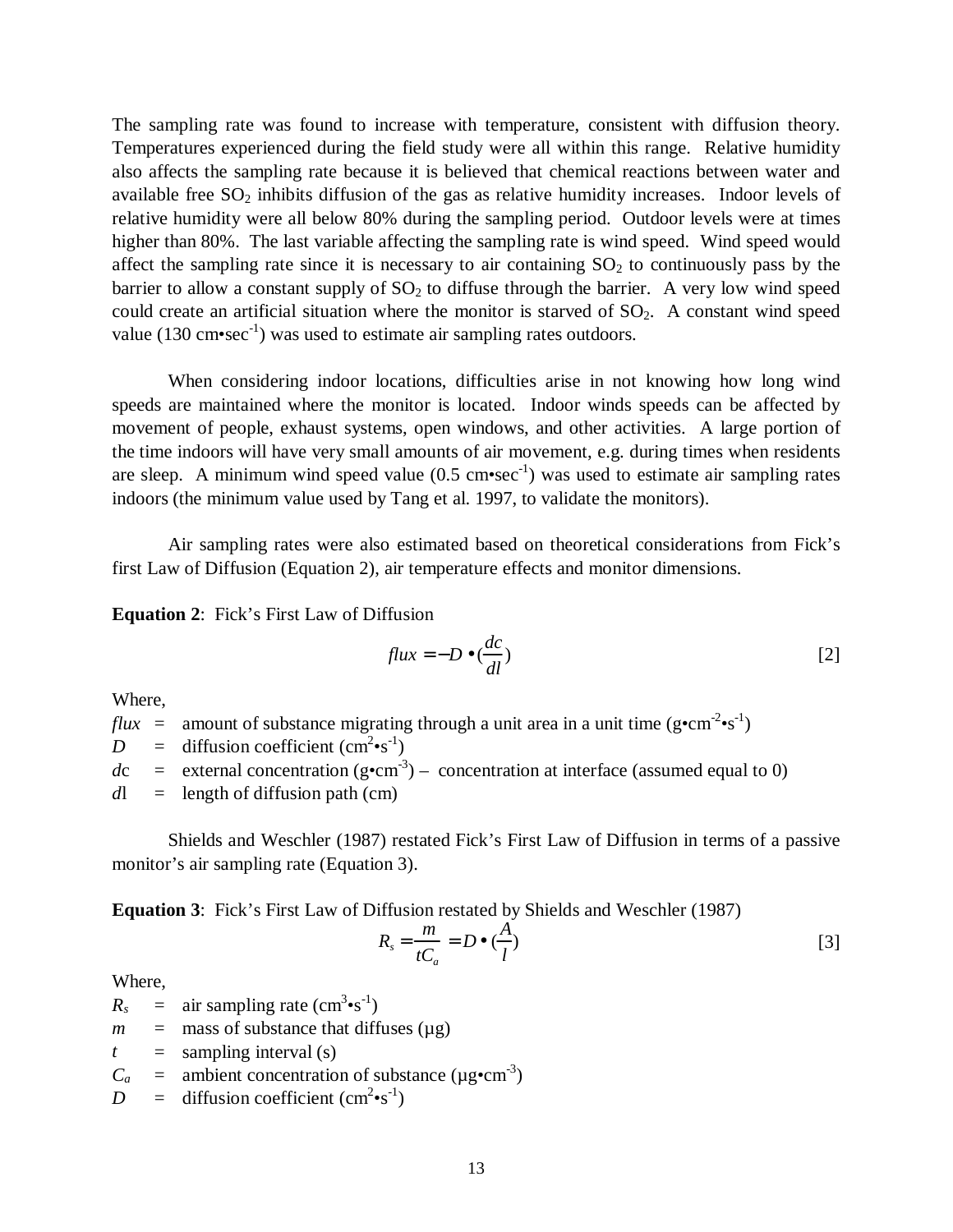The sampling rate was found to increase with temperature, consistent with diffusion theory. Temperatures experienced during the field study were all within this range. Relative humidity also affects the sampling rate because it is believed that chemical reactions between water and available free $SO_2$ inhibits diffusion of the gas as relative humidity increases. Indoor levels of relative humidity were all below 80% during the sampling period. Outdoor levels were at times higher than 80%. The last variable affecting the sampling rate is wind speed. Wind speed would affect the sampling rate since it is necessary to air containing $SO_2$ to continuously pass by the barrier to allow a constant supply of $SO_2$ to diffuse through the barrier. A very low wind speed could create an artificial situation where the monitor is starved of $SO_2$. A constant wind speed value (130 cm•sec$^{-1}$) was used to estimate air sampling rates outdoors.

When considering indoor locations, difficulties arise in not knowing how long wind speeds are maintained where the monitor is located. Indoor winds speeds can be affected by movement of people, exhaust systems, open windows, and other activities. A large portion of the time indoors will have very small amounts of air movement, e.g. during times when residents are sleep. A minimum wind speed value (0.5 cm•sec$^{-1}$) was used to estimate air sampling rates indoors (the minimum value used by Tang et al. 1997, to validate the monitors).

Air sampling rates were also estimated based on theoretical considerations from Fick's first Law of Diffusion (Equation 2), air temperature effects and monitor dimensions.

**Equation 2**: Fick's First Law of Diffusion

$$flux = -D \bullet \left(\frac{dc}{dl}\right) \qquad [2]$$

Where,

$flux$ = amount of substance migrating through a unit area in a unit time (g•cm$^{-2}$•s$^{-1}$)
$D$ = diffusion coefficient (cm$^2$•s$^{-1}$)
$dc$ = external concentration (g•cm$^{-3}$) – concentration at interface (assumed equal to 0)
$dl$ = length of diffusion path (cm)

Shields and Weschler (1987) restated Fick's First Law of Diffusion in terms of a passive monitor's air sampling rate (Equation 3).

**Equation 3**: Fick's First Law of Diffusion restated by Shields and Weschler (1987)

$$R_s = \frac{m}{tC_a} = D \bullet \left(\frac{A}{l}\right) \qquad [3]$$

Where,

$R_s$ = air sampling rate (cm$^3$•s$^{-1}$)
$m$ = mass of substance that diffuses (µg)
$t$ = sampling interval (s)
$C_a$ = ambient concentration of substance (µg•cm$^{-3}$)
$D$ = diffusion coefficient (cm$^2$•s$^{-1}$)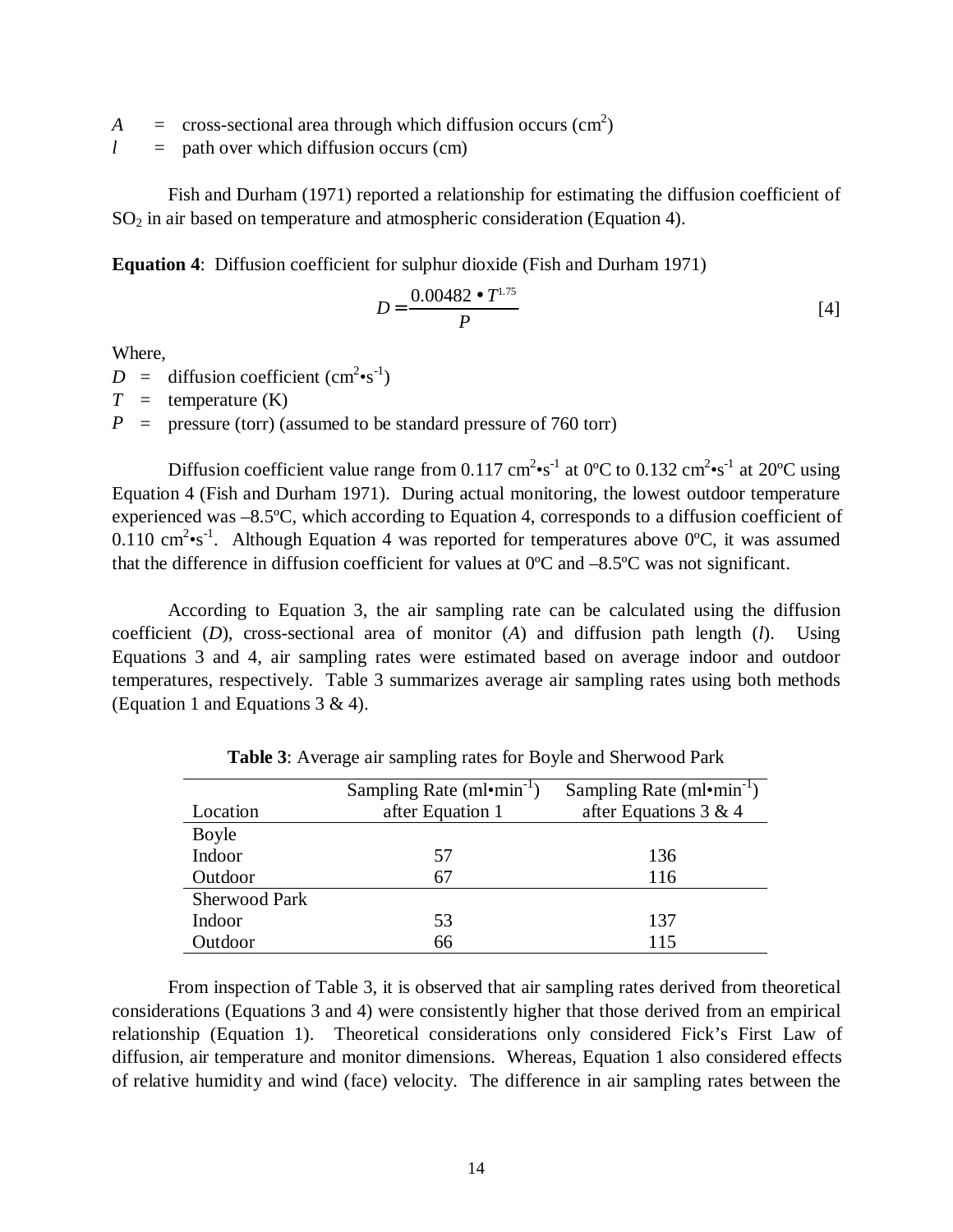$A$ = cross-sectional area through which diffusion occurs ($cm^2$)
$l$ = path over which diffusion occurs (cm)

Fish and Durham (1971) reported a relationship for estimating the diffusion coefficient of $SO_2$ in air based on temperature and atmospheric consideration (Equation 4).

**Equation 4**: Diffusion coefficient for sulphur dioxide (Fish and Durham 1971)

$$D = \frac{0.00482 \bullet T^{1.75}}{P} \qquad [4]$$

Where,
$D$ = diffusion coefficient ($cm^2 \bullet s^{-1}$)
$T$ = temperature (K)
$P$ = pressure (torr) (assumed to be standard pressure of 760 torr)

Diffusion coefficient value range from 0.117 $cm^2 \bullet s^{-1}$ at 0ºC to 0.132 $cm^2 \bullet s^{-1}$ at 20ºC using Equation 4 (Fish and Durham 1971). During actual monitoring, the lowest outdoor temperature experienced was –8.5ºC, which according to Equation 4, corresponds to a diffusion coefficient of 0.110 $cm^2 \bullet s^{-1}$. Although Equation 4 was reported for temperatures above 0ºC, it was assumed that the difference in diffusion coefficient for values at 0ºC and –8.5ºC was not significant.

According to Equation 3, the air sampling rate can be calculated using the diffusion coefficient ($D$), cross-sectional area of monitor ($A$) and diffusion path length ($l$). Using Equations 3 and 4, air sampling rates were estimated based on average indoor and outdoor temperatures, respectively. Table 3 summarizes average air sampling rates using both methods (Equation 1 and Equations 3 & 4).

**Table 3**: Average air sampling rates for Boyle and Sherwood Park

| Location | Sampling Rate ($ml \bullet min^{-1}$) after Equation 1 | Sampling Rate ($ml \bullet min^{-1}$) after Equations 3 & 4 |
|---|---|---|
| Boyle | | |
| Indoor | 57 | 136 |
| Outdoor | 67 | 116 |
| Sherwood Park | | |
| Indoor | 53 | 137 |
| Outdoor | 66 | 115 |

From inspection of Table 3, it is observed that air sampling rates derived from theoretical considerations (Equations 3 and 4) were consistently higher that those derived from an empirical relationship (Equation 1). Theoretical considerations only considered Fick's First Law of diffusion, air temperature and monitor dimensions. Whereas, Equation 1 also considered effects of relative humidity and wind (face) velocity. The difference in air sampling rates between the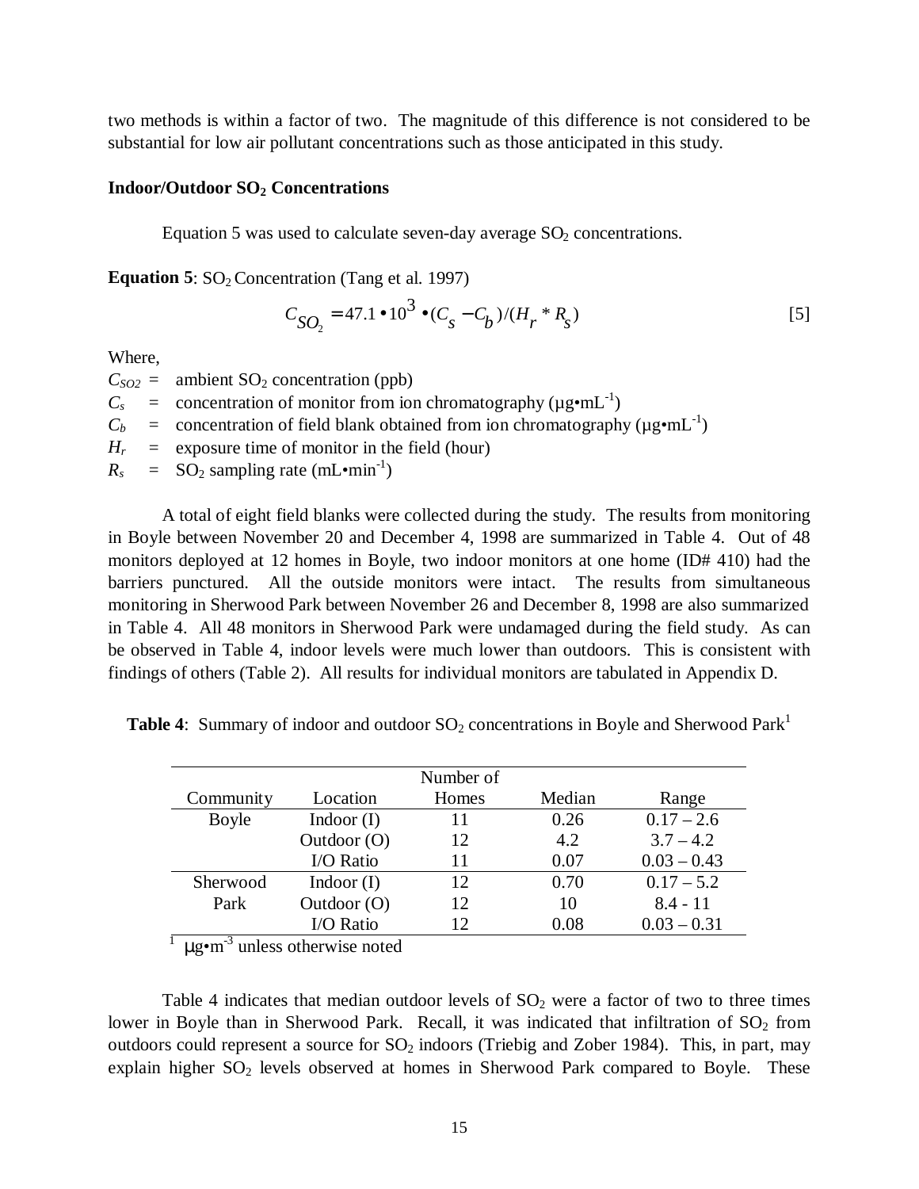two methods is within a factor of two. The magnitude of this difference is not considered to be substantial for low air pollutant concentrations such as those anticipated in this study.

**Indoor/Outdoor $SO_2$ Concentrations**

Equation 5 was used to calculate seven-day average $SO_2$ concentrations.

**Equation 5**: $SO_2$ Concentration (Tang et al. 1997)

$$C_{SO_2} = 47.1 \bullet 10^3 \bullet (C_s - C_b)/(H_r * R_s) \qquad [5]$$

Where,

$C_{SO2}$ = ambient $SO_2$ concentration (ppb)
$C_s$ = concentration of monitor from ion chromatography ($\mu g \bullet mL^{-1}$)
$C_b$ = concentration of field blank obtained from ion chromatography ($\mu g \bullet mL^{-1}$)
$H_r$ = exposure time of monitor in the field (hour)
$R_s$ = $SO_2$ sampling rate ($mL \bullet min^{-1}$)

A total of eight field blanks were collected during the study. The results from monitoring in Boyle between November 20 and December 4, 1998 are summarized in Table 4. Out of 48 monitors deployed at 12 homes in Boyle, two indoor monitors at one home (ID# 410) had the barriers punctured. All the outside monitors were intact. The results from simultaneous monitoring in Sherwood Park between November 26 and December 8, 1998 are also summarized in Table 4. All 48 monitors in Sherwood Park were undamaged during the field study. As can be observed in Table 4, indoor levels were much lower than outdoors. This is consistent with findings of others (Table 2). All results for individual monitors are tabulated in Appendix D.

**Table 4**: Summary of indoor and outdoor $SO_2$ concentrations in Boyle and Sherwood Park[1]

| Community | Location | Number of Homes | Median | Range |
|---|---|---|---|---|
| Boyle | Indoor (I) | 11 | 0.26 | 0.17 – 2.6 |
| | Outdoor (O) | 12 | 4.2 | 3.7 – 4.2 |
| | I/O Ratio | 11 | 0.07 | 0.03 – 0.43 |
| Sherwood Park | Indoor (I) | 12 | 0.70 | 0.17 – 5.2 |
| | Outdoor (O) | 12 | 10 | 8.4 - 11 |
| | I/O Ratio | 12 | 0.08 | 0.03 – 0.31 |

[1] $\mu g \bullet m^{-3}$ unless otherwise noted

Table 4 indicates that median outdoor levels of $SO_2$ were a factor of two to three times lower in Boyle than in Sherwood Park. Recall, it was indicated that infiltration of $SO_2$ from outdoors could represent a source for $SO_2$ indoors (Triebig and Zober 1984). This, in part, may explain higher $SO_2$ levels observed at homes in Sherwood Park compared to Boyle. These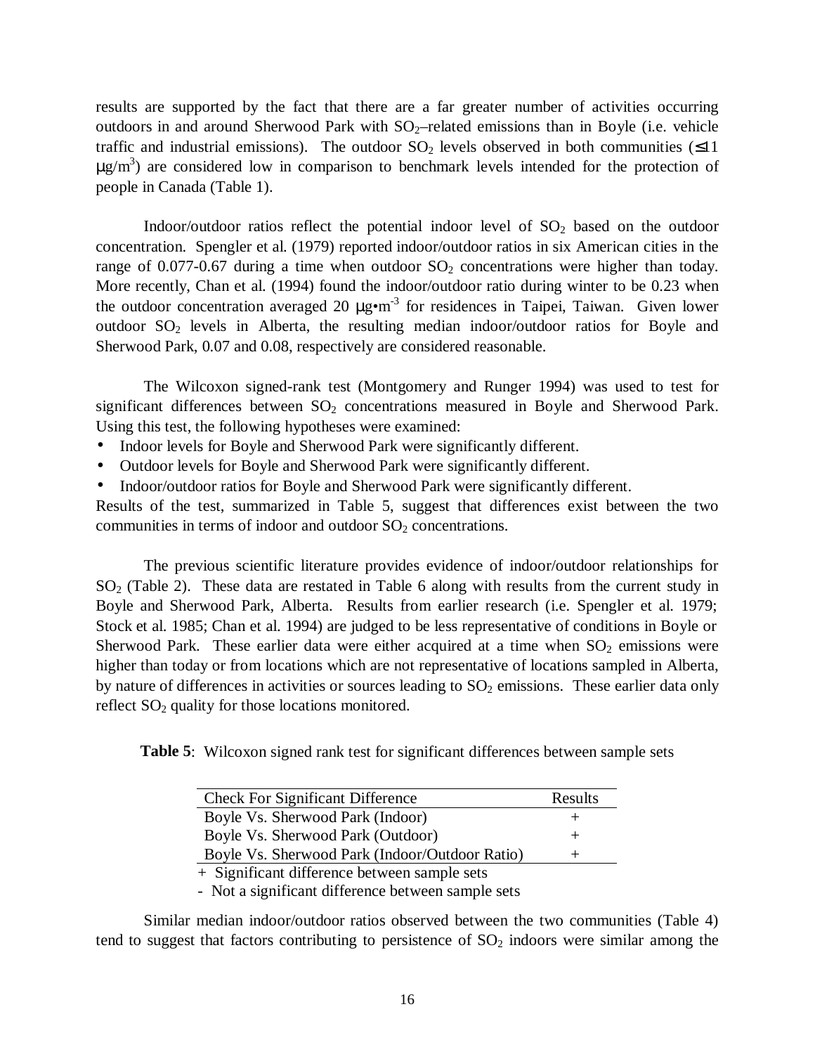results are supported by the fact that there are a far greater number of activities occurring outdoors in and around Sherwood Park with $SO_2$–related emissions than in Boyle (i.e. vehicle traffic and industrial emissions). The outdoor $SO_2$ levels observed in both communities ($\leq 11$ $\mu g/m^3$) are considered low in comparison to benchmark levels intended for the protection of people in Canada (Table 1).

Indoor/outdoor ratios reflect the potential indoor level of $SO_2$ based on the outdoor concentration. Spengler et al. (1979) reported indoor/outdoor ratios in six American cities in the range of 0.077-0.67 during a time when outdoor $SO_2$ concentrations were higher than today. More recently, Chan et al. (1994) found the indoor/outdoor ratio during winter to be 0.23 when the outdoor concentration averaged 20 $\mu g \bullet m^{-3}$ for residences in Taipei, Taiwan. Given lower outdoor $SO_2$ levels in Alberta, the resulting median indoor/outdoor ratios for Boyle and Sherwood Park, 0.07 and 0.08, respectively are considered reasonable.

The Wilcoxon signed-rank test (Montgomery and Runger 1994) was used to test for significant differences between $SO_2$ concentrations measured in Boyle and Sherwood Park. Using this test, the following hypotheses were examined:

- Indoor levels for Boyle and Sherwood Park were significantly different.
- Outdoor levels for Boyle and Sherwood Park were significantly different.
- Indoor/outdoor ratios for Boyle and Sherwood Park were significantly different.

Results of the test, summarized in Table 5, suggest that differences exist between the two communities in terms of indoor and outdoor $SO_2$ concentrations.

The previous scientific literature provides evidence of indoor/outdoor relationships for $SO_2$ (Table 2). These data are restated in Table 6 along with results from the current study in Boyle and Sherwood Park, Alberta. Results from earlier research (i.e. Spengler et al. 1979; Stock et al. 1985; Chan et al. 1994) are judged to be less representative of conditions in Boyle or Sherwood Park. These earlier data were either acquired at a time when $SO_2$ emissions were higher than today or from locations which are not representative of locations sampled in Alberta, by nature of differences in activities or sources leading to $SO_2$ emissions. These earlier data only reflect $SO_2$ quality for those locations monitored.

**Table 5**: Wilcoxon signed rank test for significant differences between sample sets

| Check For Significant Difference | Results |
|---|---|
| Boyle Vs. Sherwood Park (Indoor) | + |
| Boyle Vs. Sherwood Park (Outdoor) | + |
| Boyle Vs. Sherwood Park (Indoor/Outdoor Ratio) | + |

\+ Significant difference between sample sets

\- Not a significant difference between sample sets

Similar median indoor/outdoor ratios observed between the two communities (Table 4) tend to suggest that factors contributing to persistence of $SO_2$ indoors were similar among the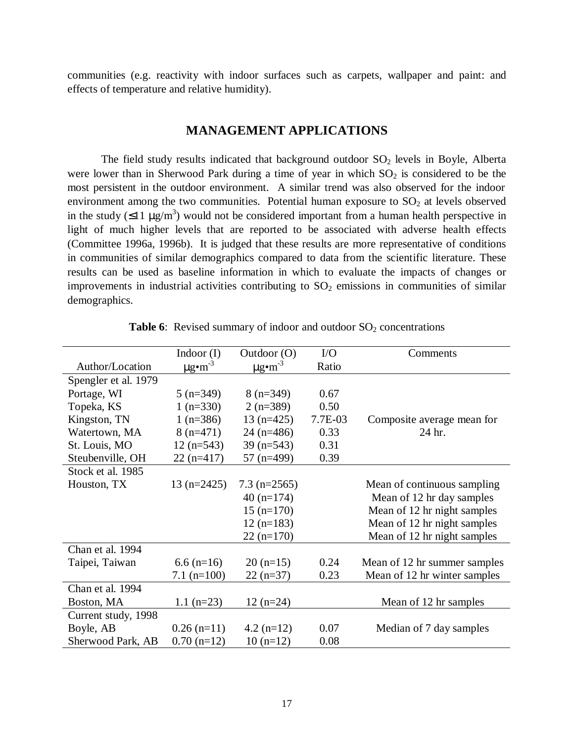communities (e.g. reactivity with indoor surfaces such as carpets, wallpaper and paint: and effects of temperature and relative humidity).

## MANAGEMENT APPLICATIONS

The field study results indicated that background outdoor $SO_2$ levels in Boyle, Alberta were lower than in Sherwood Park during a time of year in which $SO_2$ is considered to be the most persistent in the outdoor environment. A similar trend was also observed for the indoor environment among the two communities. Potential human exposure to $SO_2$ at levels observed in the study ($\leq$11 $\mu g/m^3$) would not be considered important from a human health perspective in light of much higher levels that are reported to be associated with adverse health effects (Committee 1996a, 1996b). It is judged that these results are more representative of conditions in communities of similar demographics compared to data from the scientific literature. These results can be used as baseline information in which to evaluate the impacts of changes or improvements in industrial activities contributing to $SO_2$ emissions in communities of similar demographics.

**Table 6**: Revised summary of indoor and outdoor $SO_2$ concentrations

| Author/Location | Indoor (I) $\mu g \cdot m^{-3}$ | Outdoor (O) $\mu g \cdot m^{-3}$ | I/O Ratio | Comments |
|---|---|---|---|---|
| Spengler et al. 1979 | | | | |
| Portage, WI | 5 (n=349) | 8 (n=349) | 0.67 | |
| Topeka, KS | 1 (n=330) | 2 (n=389) | 0.50 | |
| Kingston, TN | 1 (n=386) | 13 (n=425) | 7.7E-03 | Composite average mean for 24 hr. |
| Watertown, MA | 8 (n=471) | 24 (n=486) | 0.33 | |
| St. Louis, MO | 12 (n=543) | 39 (n=543) | 0.31 | |
| Steubenville, OH | 22 (n=417) | 57 (n=499) | 0.39 | |
| Stock et al. 1985 | | | | |
| Houston, TX | 13 (n=2425) | 7.3 (n=2565) | | Mean of continuous sampling |
| | | 40 (n=174) | | Mean of 12 hr day samples |
| | | 15 (n=170) | | Mean of 12 hr night samples |
| | | 12 (n=183) | | Mean of 12 hr night samples |
| | | 22 (n=170) | | Mean of 12 hr night samples |
| Chan et al. 1994 | | | | |
| Taipei, Taiwan | 6.6 (n=16) | 20 (n=15) | 0.24 | Mean of 12 hr summer samples |
| | 7.1 (n=100) | 22 (n=37) | 0.23 | Mean of 12 hr winter samples |
| Chan et al. 1994 | | | | |
| Boston, MA | 1.1 (n=23) | 12 (n=24) | | Mean of 12 hr samples |
| Current study, 1998 | | | | |
| Boyle, AB | 0.26 (n=11) | 4.2 (n=12) | 0.07 | Median of 7 day samples |
| Sherwood Park, AB | 0.70 (n=12) | 10 (n=12) | 0.08 | |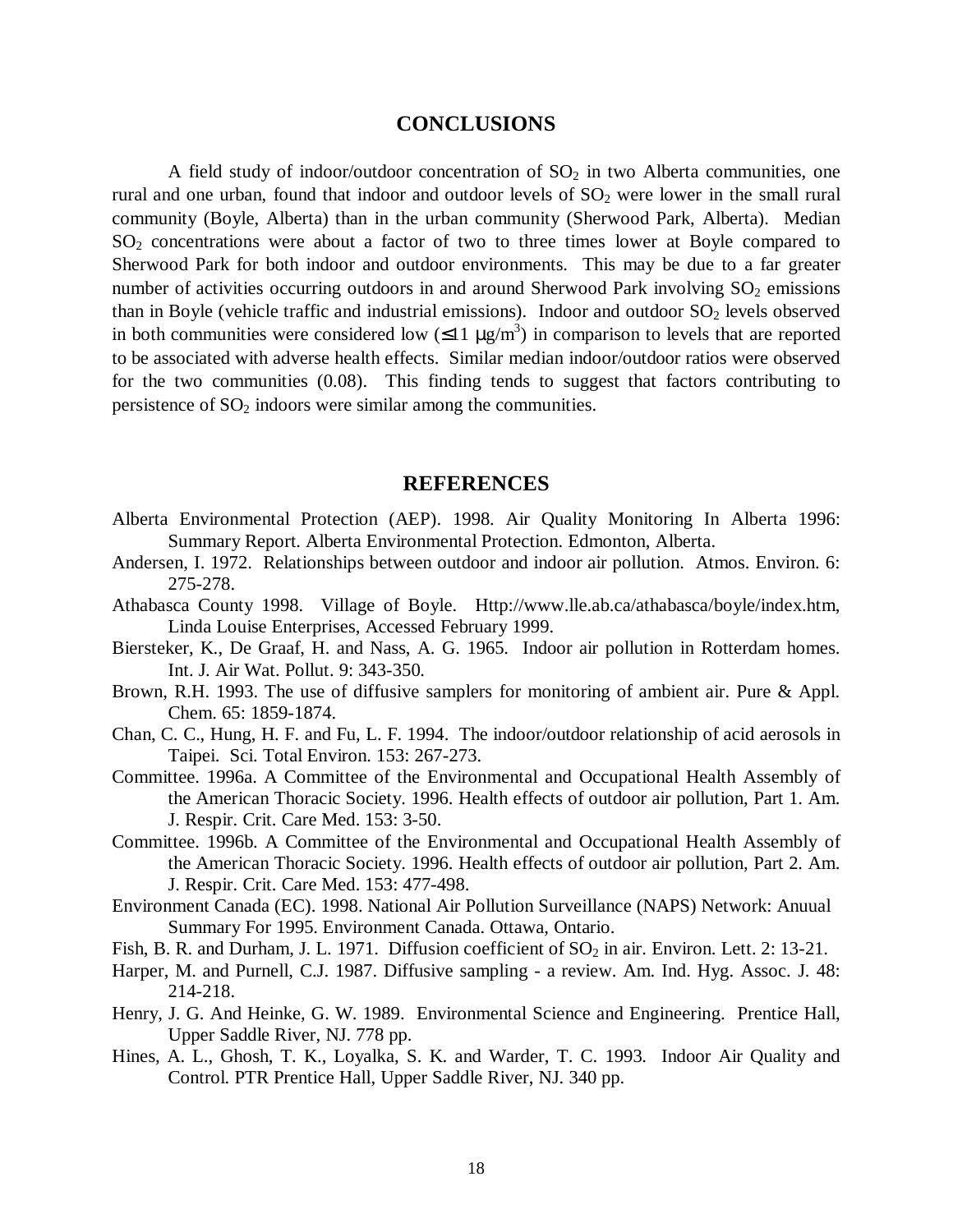## CONCLUSIONS

A field study of indoor/outdoor concentration of $SO_2$ in two Alberta communities, one rural and one urban, found that indoor and outdoor levels of $SO_2$ were lower in the small rural community (Boyle, Alberta) than in the urban community (Sherwood Park, Alberta). Median $SO_2$ concentrations were about a factor of two to three times lower at Boyle compared to Sherwood Park for both indoor and outdoor environments. This may be due to a far greater number of activities occurring outdoors in and around Sherwood Park involving $SO_2$ emissions than in Boyle (vehicle traffic and industrial emissions). Indoor and outdoor $SO_2$ levels observed in both communities were considered low ($\leq 11\ \mu g/m^3$) in comparison to levels that are reported to be associated with adverse health effects. Similar median indoor/outdoor ratios were observed for the two communities (0.08). This finding tends to suggest that factors contributing to persistence of $SO_2$ indoors were similar among the communities.

## REFERENCES

Alberta Environmental Protection (AEP). 1998. Air Quality Monitoring In Alberta 1996: Summary Report. Alberta Environmental Protection. Edmonton, Alberta.

Andersen, I. 1972. Relationships between outdoor and indoor air pollution. Atmos. Environ. 6: 275-278.

Athabasca County 1998. Village of Boyle. Http://www.lle.ab.ca/athabasca/boyle/index.htm, Linda Louise Enterprises, Accessed February 1999.

Biersteker, K., De Graaf, H. and Nass, A. G. 1965. Indoor air pollution in Rotterdam homes. Int. J. Air Wat. Pollut. 9: 343-350.

Brown, R.H. 1993. The use of diffusive samplers for monitoring of ambient air. Pure & Appl. Chem. 65: 1859-1874.

Chan, C. C., Hung, H. F. and Fu, L. F. 1994. The indoor/outdoor relationship of acid aerosols in Taipei. Sci. Total Environ. 153: 267-273.

Committee. 1996a. A Committee of the Environmental and Occupational Health Assembly of the American Thoracic Society. 1996. Health effects of outdoor air pollution, Part 1. Am. J. Respir. Crit. Care Med. 153: 3-50.

Committee. 1996b. A Committee of the Environmental and Occupational Health Assembly of the American Thoracic Society. 1996. Health effects of outdoor air pollution, Part 2. Am. J. Respir. Crit. Care Med. 153: 477-498.

Environment Canada (EC). 1998. National Air Pollution Surveillance (NAPS) Network: Anuual Summary For 1995. Environment Canada. Ottawa, Ontario.

Fish, B. R. and Durham, J. L. 1971. Diffusion coefficient of $SO_2$ in air. Environ. Lett. 2: 13-21.

Harper, M. and Purnell, C.J. 1987. Diffusive sampling - a review. Am. Ind. Hyg. Assoc. J. 48: 214-218.

Henry, J. G. And Heinke, G. W. 1989. Environmental Science and Engineering. Prentice Hall, Upper Saddle River, NJ. 778 pp.

Hines, A. L., Ghosh, T. K., Loyalka, S. K. and Warder, T. C. 1993. Indoor Air Quality and Control. PTR Prentice Hall, Upper Saddle River, NJ. 340 pp.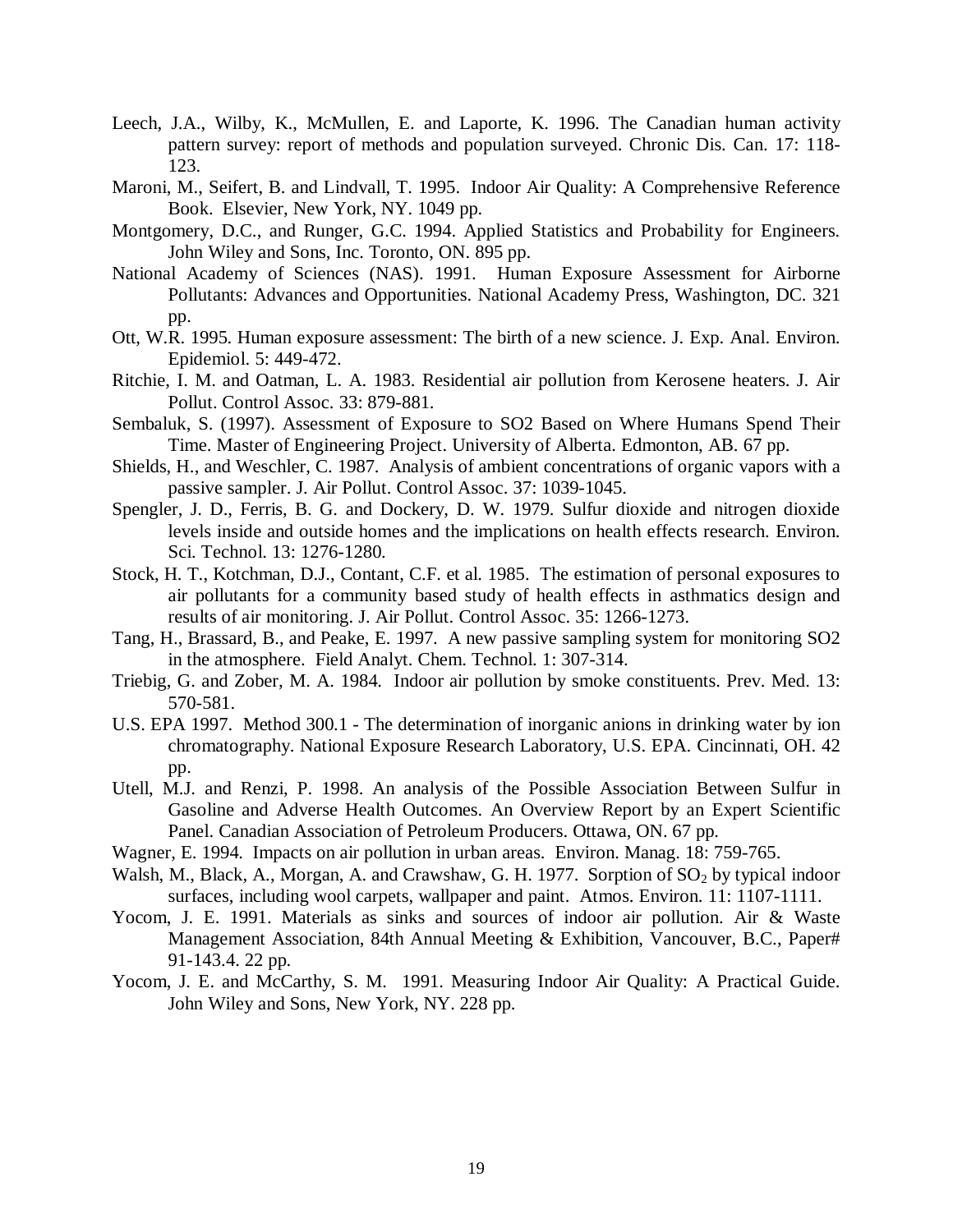Leech, J.A., Wilby, K., McMullen, E. and Laporte, K. 1996. The Canadian human activity pattern survey: report of methods and population surveyed. Chronic Dis. Can. 17: 118-123.

Maroni, M., Seifert, B. and Lindvall, T. 1995. Indoor Air Quality: A Comprehensive Reference Book. Elsevier, New York, NY. 1049 pp.

Montgomery, D.C., and Runger, G.C. 1994. Applied Statistics and Probability for Engineers. John Wiley and Sons, Inc. Toronto, ON. 895 pp.

National Academy of Sciences (NAS). 1991. Human Exposure Assessment for Airborne Pollutants: Advances and Opportunities. National Academy Press, Washington, DC. 321 pp.

Ott, W.R. 1995. Human exposure assessment: The birth of a new science. J. Exp. Anal. Environ. Epidemiol. 5: 449-472.

Ritchie, I. M. and Oatman, L. A. 1983. Residential air pollution from Kerosene heaters. J. Air Pollut. Control Assoc. 33: 879-881.

Sembaluk, S. (1997). Assessment of Exposure to SO2 Based on Where Humans Spend Their Time. Master of Engineering Project. University of Alberta. Edmonton, AB. 67 pp.

Shields, H., and Weschler, C. 1987. Analysis of ambient concentrations of organic vapors with a passive sampler. J. Air Pollut. Control Assoc. 37: 1039-1045.

Spengler, J. D., Ferris, B. G. and Dockery, D. W. 1979. Sulfur dioxide and nitrogen dioxide levels inside and outside homes and the implications on health effects research. Environ. Sci. Technol. 13: 1276-1280.

Stock, H. T., Kotchman, D.J., Contant, C.F. et al. 1985. The estimation of personal exposures to air pollutants for a community based study of health effects in asthmatics design and results of air monitoring. J. Air Pollut. Control Assoc. 35: 1266-1273.

Tang, H., Brassard, B., and Peake, E. 1997. A new passive sampling system for monitoring SO2 in the atmosphere. Field Analyt. Chem. Technol. 1: 307-314.

Triebig, G. and Zober, M. A. 1984. Indoor air pollution by smoke constituents. Prev. Med. 13: 570-581.

U.S. EPA 1997. Method 300.1 - The determination of inorganic anions in drinking water by ion chromatography. National Exposure Research Laboratory, U.S. EPA. Cincinnati, OH. 42 pp.

Utell, M.J. and Renzi, P. 1998. An analysis of the Possible Association Between Sulfur in Gasoline and Adverse Health Outcomes. An Overview Report by an Expert Scientific Panel. Canadian Association of Petroleum Producers. Ottawa, ON. 67 pp.

Wagner, E. 1994. Impacts on air pollution in urban areas. Environ. Manag. 18: 759-765.

Walsh, M., Black, A., Morgan, A. and Crawshaw, G. H. 1977. Sorption of $SO_2$ by typical indoor surfaces, including wool carpets, wallpaper and paint. Atmos. Environ. 11: 1107-1111.

Yocom, J. E. 1991. Materials as sinks and sources of indoor air pollution. Air & Waste Management Association, 84th Annual Meeting & Exhibition, Vancouver, B.C., Paper# 91-143.4. 22 pp.

Yocom, J. E. and McCarthy, S. M. 1991. Measuring Indoor Air Quality: A Practical Guide. John Wiley and Sons, New York, NY. 228 pp.